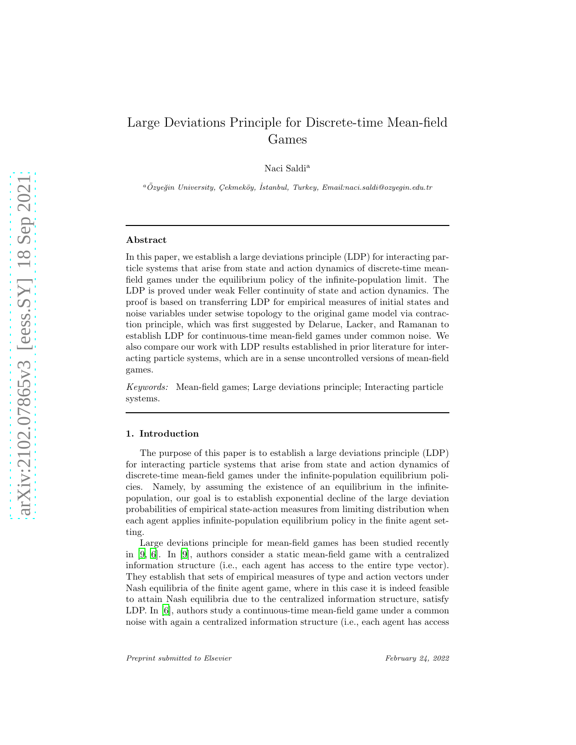# Large Deviations Principle for Discrete-time Mean-field Games

Naci Saldi[a]

[a] *Özyeğin University, Çekmeköy, İstanbul, Turkey, Email:naci.saldi@ozyegin.edu.tr*

---

**Abstract**

In this paper, we establish a large deviations principle (LDP) for interacting particle systems that arise from state and action dynamics of discrete-time mean-field games under the equilibrium policy of the infinite-population limit. The LDP is proved under weak Feller continuity of state and action dynamics. The proof is based on transferring LDP for empirical measures of initial states and noise variables under setwise topology to the original game model via contraction principle, which was first suggested by Delarue, Lacker, and Ramanan to establish LDP for continuous-time mean-field games under common noise. We also compare our work with LDP results established in prior literature for interacting particle systems, which are in a sense uncontrolled versions of mean-field games.

*Keywords:* Mean-field games; Large deviations principle; Interacting particle systems.

---

## 1. Introduction

The purpose of this paper is to establish a large deviations principle (LDP) for interacting particle systems that arise from state and action dynamics of discrete-time mean-field games under the infinite-population equilibrium policies. Namely, by assuming the existence of an equilibrium in the infinite-population, our goal is to establish exponential decline of the large deviation probabilities of empirical state-action measures from limiting distribution when each agent applies infinite-population equilibrium policy in the finite agent setting.

Large deviations principle for mean-field games has been studied recently in [9, 6]. In [9], authors consider a static mean-field game with a centralized information structure (i.e., each agent has access to the entire type vector). They establish that sets of empirical measures of type and action vectors under Nash equilibria of the finite agent game, where in this case it is indeed feasible to attain Nash equilibria due to the centralized information structure, satisfy LDP. In [6], authors study a continuous-time mean-field game under a common noise with again a centralized information structure (i.e., each agent has access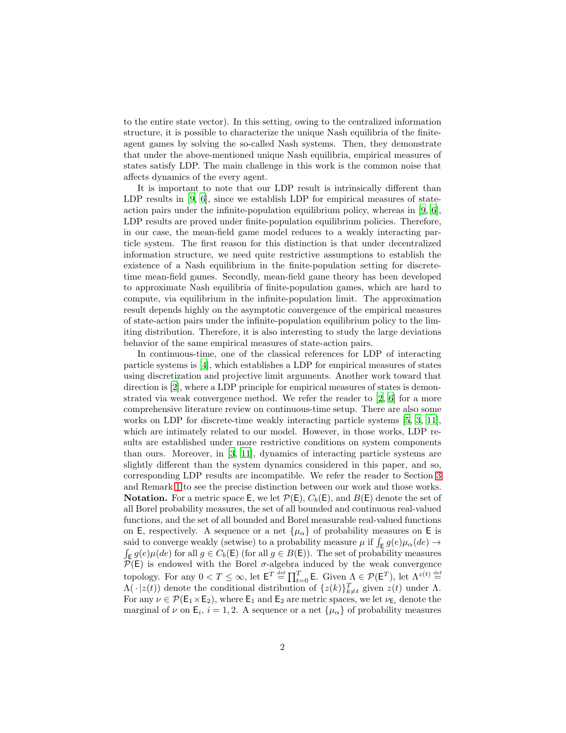to the entire state vector). In this setting, owing to the centralized information structure, it is possible to characterize the unique Nash equilibria of the finite-agent games by solving the so-called Nash systems. Then, they demonstrate that under the above-mentioned unique Nash equilibria, empirical measures of states satisfy LDP. The main challenge in this work is the common noise that affects dynamics of the every agent.

It is important to note that our LDP result is intrinsically different than LDP results in [9, 6], since we establish LDP for empirical measures of state-action pairs under the infinite-population equilibrium policy, whereas in [9, 6], LDP results are proved under finite-population equilibrium policies. Therefore, in our case, the mean-field game model reduces to a weakly interacting particle system. The first reason for this distinction is that under decentralized information structure, we need quite restrictive assumptions to establish the existence of a Nash equilibrium in the finite-population setting for discrete-time mean-field games. Secondly, mean-field game theory has been developed to approximate Nash equilibria of finite-population games, which are hard to compute, via equilibrium in the infinite-population limit. The approximation result depends highly on the asymptotic convergence of the empirical measures of state-action pairs under the infinite-population equilibrium policy to the limiting distribution. Therefore, it is also interesting to study the large deviations behavior of the same empirical measures of state-action pairs.

In continuous-time, one of the classical references for LDP of interacting particle systems is [4], which establishes a LDP for empirical measures of states using discretization and projective limit arguments. Another work toward that direction is [2], where a LDP principle for empirical measures of states is demonstrated via weak convergence method. We refer the reader to [2, 6] for a more comprehensive literature review on continuous-time setup. There are also some works on LDP for discrete-time weakly interacting particle systems [5, 3, 11], which are intimately related to our model. However, in those works, LDP results are established under more restrictive conditions on system components than ours. Moreover, in [3, 11], dynamics of interacting particle systems are slightly different than the system dynamics considered in this paper, and so, corresponding LDP results are incompatible. We refer the reader to Section 3 and Remark 1 to see the precise distinction between our work and those works.

**Notation.** For a metric space $\mathsf{E}$, we let $\mathcal{P}(\mathsf{E})$, $C_b(\mathsf{E})$, and $B(\mathsf{E})$ denote the set of all Borel probability measures, the set of all bounded and continuous real-valued functions, and the set of all bounded and Borel measurable real-valued functions on $\mathsf{E}$, respectively. A sequence or a net $\{\mu_\alpha\}$ of probability measures on $\mathsf{E}$ is said to converge weakly (setwise) to a probability measure $\mu$ if $\int_{\mathsf{E}} g(e)\mu_\alpha(de) \to \int_{\mathsf{E}} g(e)\mu(de)$ for all $g \in C_b(\mathsf{E})$ (for all $g \in B(\mathsf{E})$). The set of probability measures $\mathcal{P}(\mathsf{E})$ is endowed with the Borel $\sigma$-algebra induced by the weak convergence topology. For any $0 < T \leq \infty$, let $\mathsf{E}^T \overset{\text{def}}{=} \prod_{t=0}^{T} \mathsf{E}$. Given $\Lambda \in \mathcal{P}(\mathsf{E}^T)$, let $\Lambda^{z(t)} \overset{\text{def}}{=} \Lambda(\,\cdot\,|z(t))$ denote the conditional distribution of $\{z(k)\}_{k\neq t}^{T}$ given $z(t)$ under $\Lambda$. For any $\nu \in \mathcal{P}(\mathsf{E}_1 \times \mathsf{E}_2)$, where $\mathsf{E}_1$ and $\mathsf{E}_2$ are metric spaces, we let $\nu_{\mathsf{E}_i}$ denote the marginal of $\nu$ on $\mathsf{E}_i$, $i = 1, 2$. A sequence or a net $\{\mu_\alpha\}$ of probability measures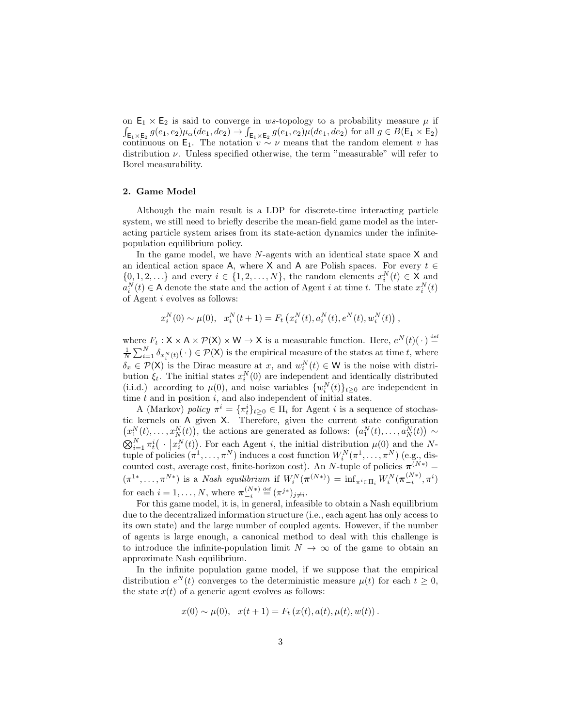on $\mathsf{E}_1 \times \mathsf{E}_2$ is said to converge in $ws$-topology to a probability measure $\mu$ if $\int_{\mathsf{E}_1 \times \mathsf{E}_2} g(e_1, e_2)\mu_\alpha(de_1, de_2) \to \int_{\mathsf{E}_1 \times \mathsf{E}_2} g(e_1, e_2)\mu(de_1, de_2)$ for all $g \in B(\mathsf{E}_1 \times \mathsf{E}_2)$ continuous on $\mathsf{E}_1$. The notation $v \sim \nu$ means that the random element $v$ has distribution $\nu$. Unless specified otherwise, the term "measurable" will refer to Borel measurability.

## 2. Game Model

Although the main result is a LDP for discrete-time interacting particle system, we still need to briefly describe the mean-field game model as the interacting particle system arises from its state-action dynamics under the infinite-population equilibrium policy.

In the game model, we have $N$-agents with an identical state space $\mathsf{X}$ and an identical action space $\mathsf{A}$, where $\mathsf{X}$ and $\mathsf{A}$ are Polish spaces. For every $t \in \{0, 1, 2, \ldots\}$ and every $i \in \{1, 2, \ldots, N\}$, the random elements $x_i^N(t) \in \mathsf{X}$ and $a_i^N(t) \in \mathsf{A}$ denote the state and the action of Agent $i$ at time $t$. The state $x_i^N(t)$ of Agent $i$ evolves as follows:

$$x_i^N(0) \sim \mu(0), \quad x_i^N(t+1) = F_t\left(x_i^N(t), a_i^N(t), e^N(t), w_i^N(t)\right),$$

where $F_t : \mathsf{X} \times \mathsf{A} \times \mathcal{P}(\mathsf{X}) \times \mathsf{W} \to \mathsf{X}$ is a measurable function. Here, $e^N(t)(\,\cdot\,) \stackrel{\text{def}}{=} \frac{1}{N}\sum_{i=1}^N \delta_{x_i^N(t)}(\,\cdot\,) \in \mathcal{P}(\mathsf{X})$ is the empirical measure of the states at time $t$, where $\delta_x \in \mathcal{P}(\mathsf{X})$ is the Dirac measure at $x$, and $w_i^N(t) \in \mathsf{W}$ is the noise with distribution $\xi_t$. The initial states $x_i^N(0)$ are independent and identically distributed (i.i.d.) according to $\mu(0)$, and noise variables $\{w_i^N(t)\}_{t\geq 0}$ are independent in time $t$ and in position $i$, and also independent of initial states.

A (Markov) *policy* $\pi^i = \{\pi_t^i\}_{t\geq 0} \in \Pi_i$ for Agent $i$ is a sequence of stochastic kernels on $\mathsf{A}$ given $\mathsf{X}$. Therefore, given the current state configuration $\left(x_1^N(t), \ldots, x_N^N(t)\right)$, the actions are generated as follows: $\left(a_1^N(t), \ldots, a_N^N(t)\right) \sim \bigotimes_{i=1}^N \pi_t^i\left(\,\cdot\,\middle|x_i^N(t)\right)$. For each Agent $i$, the initial distribution $\mu(0)$ and the $N$-tuple of policies $(\pi^1, \ldots, \pi^N)$ induces a cost function $W_i^N(\pi^1, \ldots, \pi^N)$ (e.g., discounted cost, average cost, finite-horizon cost). An $N$-tuple of policies $\boldsymbol{\pi}^{(N*)} = (\pi^{1*}, \ldots, \pi^{N*})$ is a *Nash equilibrium* if $W_i^N(\boldsymbol{\pi}^{(N*)}) = \inf_{\pi^i \in \Pi_i} W_i^N(\boldsymbol{\pi}_{-i}^{(N*)}, \pi^i)$ for each $i = 1, \ldots, N$, where $\boldsymbol{\pi}_{-i}^{(N*)} \stackrel{\text{def}}{=} (\pi^{j*})_{j\neq i}$.

For this game model, it is, in general, infeasible to obtain a Nash equilibrium due to the decentralized information structure (i.e., each agent has only access to its own state) and the large number of coupled agents. However, if the number of agents is large enough, a canonical method to deal with this challenge is to introduce the infinite-population limit $N \to \infty$ of the game to obtain an approximate Nash equilibrium.

In the infinite population game model, if we suppose that the empirical distribution $e^N(t)$ converges to the deterministic measure $\mu(t)$ for each $t \geq 0$, the state $x(t)$ of a generic agent evolves as follows:

$$x(0) \sim \mu(0), \quad x(t+1) = F_t\left(x(t), a(t), \mu(t), w(t)\right).$$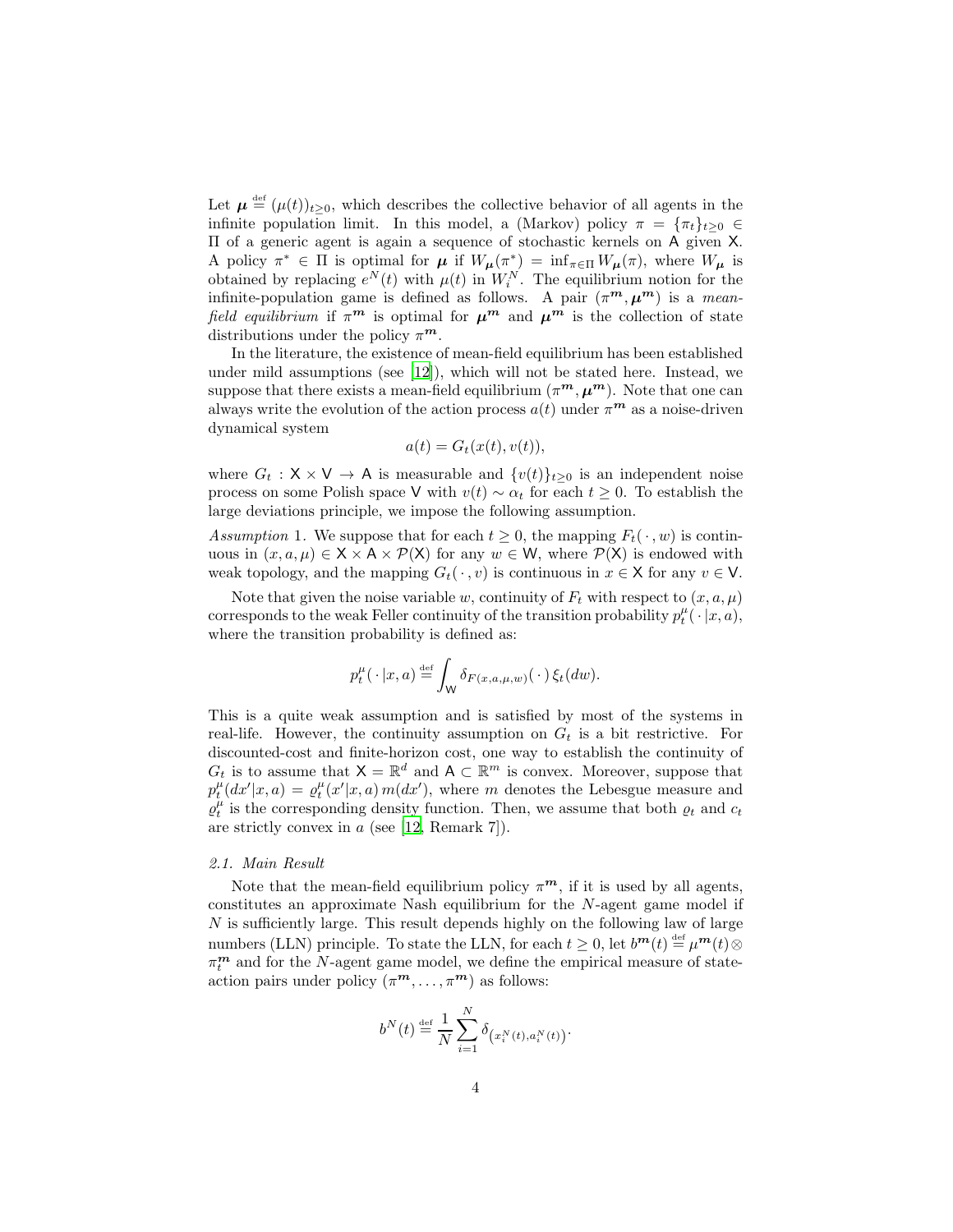Let $\boldsymbol{\mu} \overset{\text{def}}{=} (\mu(t))_{t\geq 0}$, which describes the collective behavior of all agents in the infinite population limit. In this model, a (Markov) policy $\pi = \{\pi_t\}_{t\geq 0} \in \Pi$ of a generic agent is again a sequence of stochastic kernels on $\mathsf{A}$ given $\mathsf{X}$. A policy $\pi^* \in \Pi$ is optimal for $\boldsymbol{\mu}$ if $W_{\boldsymbol{\mu}}(\pi^*) = \inf_{\pi \in \Pi} W_{\boldsymbol{\mu}}(\pi)$, where $W_{\boldsymbol{\mu}}$ is obtained by replacing $e^N(t)$ with $\mu(t)$ in $W_i^N$. The equilibrium notion for the infinite-population game is defined as follows. A pair $(\pi^{\boldsymbol{m}}, \boldsymbol{\mu}^{\boldsymbol{m}})$ is a *mean-field equilibrium* if $\pi^{\boldsymbol{m}}$ is optimal for $\boldsymbol{\mu}^{\boldsymbol{m}}$ and $\boldsymbol{\mu}^{\boldsymbol{m}}$ is the collection of state distributions under the policy $\pi^{\boldsymbol{m}}$.

In the literature, the existence of mean-field equilibrium has been established under mild assumptions (see [12]), which will not be stated here. Instead, we suppose that there exists a mean-field equilibrium $(\pi^{\boldsymbol{m}}, \boldsymbol{\mu}^{\boldsymbol{m}})$. Note that one can always write the evolution of the action process $a(t)$ under $\pi^{\boldsymbol{m}}$ as a noise-driven dynamical system

$$a(t) = G_t(x(t), v(t)),$$

where $G_t : \mathsf{X} \times \mathsf{V} \to \mathsf{A}$ is measurable and $\{v(t)\}_{t\geq 0}$ is an independent noise process on some Polish space $\mathsf{V}$ with $v(t) \sim \alpha_t$ for each $t \geq 0$. To establish the large deviations principle, we impose the following assumption.

*Assumption* 1. We suppose that for each $t \geq 0$, the mapping $F_t(\,\cdot\,, w)$ is continuous in $(x, a, \mu) \in \mathsf{X} \times \mathsf{A} \times \mathcal{P}(\mathsf{X})$ for any $w \in \mathsf{W}$, where $\mathcal{P}(\mathsf{X})$ is endowed with weak topology, and the mapping $G_t(\,\cdot\,, v)$ is continuous in $x \in \mathsf{X}$ for any $v \in \mathsf{V}$.

Note that given the noise variable $w$, continuity of $F_t$ with respect to $(x, a, \mu)$ corresponds to the weak Feller continuity of the transition probability $p_t^{\mu}(\,\cdot\,|x, a)$, where the transition probability is defined as:

$$p_t^{\mu}(\,\cdot\,|x, a) \overset{\text{def}}{=} \int_{\mathsf{W}} \delta_{F(x,a,\mu,w)}(\,\cdot\,)\, \xi_t(dw).$$

This is a quite weak assumption and is satisfied by most of the systems in real-life. However, the continuity assumption on $G_t$ is a bit restrictive. For discounted-cost and finite-horizon cost, one way to establish the continuity of $G_t$ is to assume that $\mathsf{X} = \mathbb{R}^d$ and $\mathsf{A} \subset \mathbb{R}^m$ is convex. Moreover, suppose that $p_t^{\mu}(dx'|x, a) = \varrho_t^{\mu}(x'|x, a)\, m(dx')$, where $m$ denotes the Lebesgue measure and $\varrho_t^{\mu}$ is the corresponding density function. Then, we assume that both $\varrho_t$ and $c_t$ are strictly convex in $a$ (see [12, Remark 7]).

### *2.1. Main Result*

Note that the mean-field equilibrium policy $\pi^{\boldsymbol{m}}$, if it is used by all agents, constitutes an approximate Nash equilibrium for the $N$-agent game model if $N$ is sufficiently large. This result depends highly on the following law of large numbers (LLN) principle. To state the LLN, for each $t \geq 0$, let $b^{\boldsymbol{m}}(t) \overset{\text{def}}{=} \mu^{\boldsymbol{m}}(t) \otimes \pi_t^{\boldsymbol{m}}$ and for the $N$-agent game model, we define the empirical measure of state-action pairs under policy $(\pi^{\boldsymbol{m}}, \ldots, \pi^{\boldsymbol{m}})$ as follows:

$$b^N(t) \overset{\text{def}}{=} \frac{1}{N} \sum_{i=1}^{N} \delta_{\left(x_i^N(t), a_i^N(t)\right)}.$$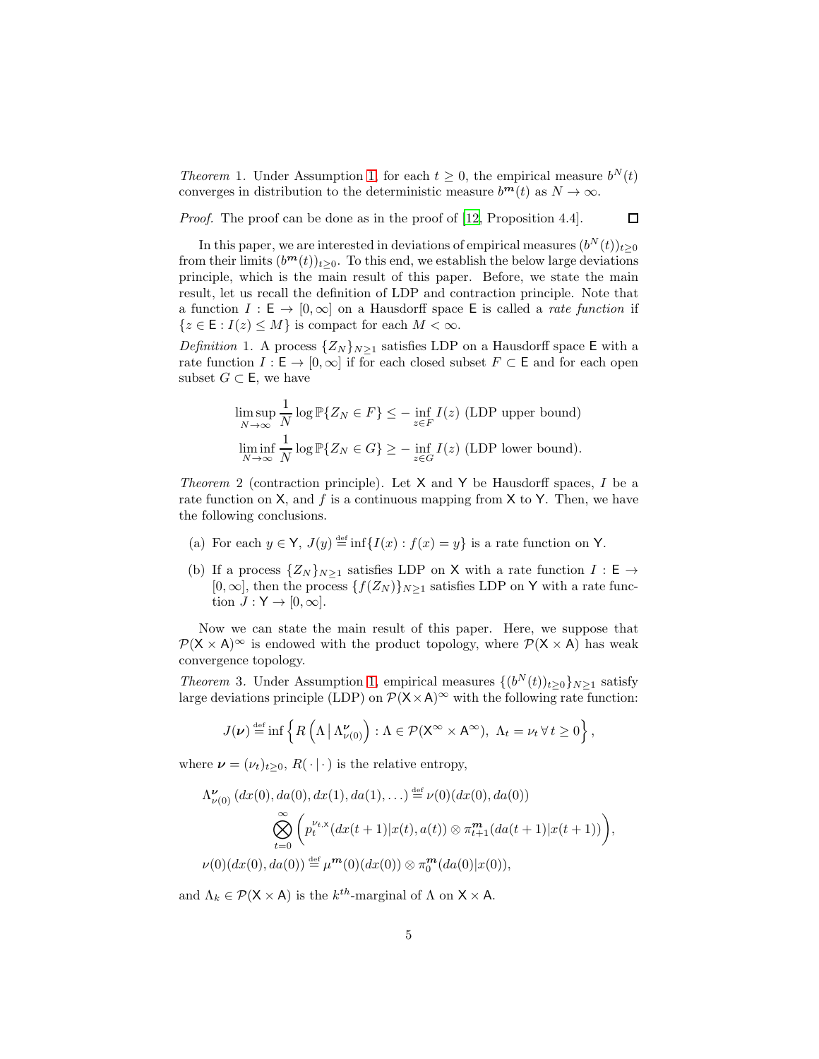*Theorem* 1. Under Assumption 1, for each $t \geq 0$, the empirical measure $b^N(t)$ converges in distribution to the deterministic measure $b^{\boldsymbol{m}}(t)$ as $N \to \infty$.

*Proof.* The proof can be done as in the proof of [12, Proposition 4.4]. □

In this paper, we are interested in deviations of empirical measures $(b^N(t))_{t\geq 0}$ from their limits $(b^{\boldsymbol{m}}(t))_{t\geq 0}$. To this end, we establish the below large deviations principle, which is the main result of this paper. Before, we state the main result, let us recall the definition of LDP and contraction principle. Note that a function $I : \mathsf{E} \to [0, \infty]$ on a Hausdorff space $\mathsf{E}$ is called a *rate function* if $\{z \in \mathsf{E} : I(z) \leq M\}$ is compact for each $M < \infty$.

*Definition* 1. A process $\{Z_N\}_{N\geq 1}$ satisfies LDP on a Hausdorff space $\mathsf{E}$ with a rate function $I : \mathsf{E} \to [0, \infty]$ if for each closed subset $F \subset \mathsf{E}$ and for each open subset $G \subset \mathsf{E}$, we have

$$\limsup_{N\to\infty} \frac{1}{N} \log \mathbb{P}\{Z_N \in F\} \leq - \inf_{z\in F} I(z) \text{ (LDP upper bound)}$$

$$\liminf_{N\to\infty} \frac{1}{N} \log \mathbb{P}\{Z_N \in G\} \geq - \inf_{z\in G} I(z) \text{ (LDP lower bound)}.$$

*Theorem* 2 (contraction principle). Let $\mathsf{X}$ and $\mathsf{Y}$ be Hausdorff spaces, $I$ be a rate function on $\mathsf{X}$, and $f$ is a continuous mapping from $\mathsf{X}$ to $\mathsf{Y}$. Then, we have the following conclusions.

(a) For each $y \in \mathsf{Y}$, $J(y) \stackrel{\text{def}}{=} \inf\{I(x) : f(x) = y\}$ is a rate function on $\mathsf{Y}$.

(b) If a process $\{Z_N\}_{N\geq 1}$ satisfies LDP on $\mathsf{X}$ with a rate function $I : \mathsf{E} \to [0, \infty]$, then the process $\{f(Z_N)\}_{N\geq 1}$ satisfies LDP on $\mathsf{Y}$ with a rate function $J : \mathsf{Y} \to [0, \infty]$.

Now we can state the main result of this paper. Here, we suppose that $\mathcal{P}(\mathsf{X} \times \mathsf{A})^\infty$ is endowed with the product topology, where $\mathcal{P}(\mathsf{X} \times \mathsf{A})$ has weak convergence topology.

*Theorem* 3. Under Assumption 1, empirical measures $\{(b^N(t))_{t\geq 0}\}_{N\geq 1}$ satisfy large deviations principle (LDP) on $\mathcal{P}(\mathsf{X}\times\mathsf{A})^\infty$ with the following rate function:

$$J(\boldsymbol{\nu}) \stackrel{\text{def}}{=} \inf\left\{ R\left(\Lambda \,\middle|\, \Lambda^{\boldsymbol{\nu}}_{\nu(0)}\right) : \Lambda \in \mathcal{P}(\mathsf{X}^\infty \times \mathsf{A}^\infty),\ \Lambda_t = \nu_t \,\forall\, t \geq 0 \right\},$$

where $\boldsymbol{\nu} = (\nu_t)_{t\geq 0}$, $R(\cdot\,|\,\cdot)$ is the relative entropy,

$$\begin{aligned}
\Lambda^{\boldsymbol{\nu}}_{\nu(0)}\left(dx(0), da(0), dx(1), da(1), \ldots\right) &\stackrel{\text{def}}{=} \nu(0)(dx(0), da(0)) \\
&\quad \bigotimes_{t=0}^{\infty} \left( p_t^{\nu_t, \mathsf{x}}(dx(t+1)|x(t), a(t)) \otimes \pi^{\boldsymbol{m}}_{t+1}(da(t+1)|x(t+1)) \right), \\
\nu(0)(dx(0), da(0)) &\stackrel{\text{def}}{=} \mu^{\boldsymbol{m}}(0)(dx(0)) \otimes \pi^{\boldsymbol{m}}_0(da(0)|x(0)),
\end{aligned}$$

and $\Lambda_k \in \mathcal{P}(\mathsf{X} \times \mathsf{A})$ is the $k^{th}$-marginal of $\Lambda$ on $\mathsf{X} \times \mathsf{A}$.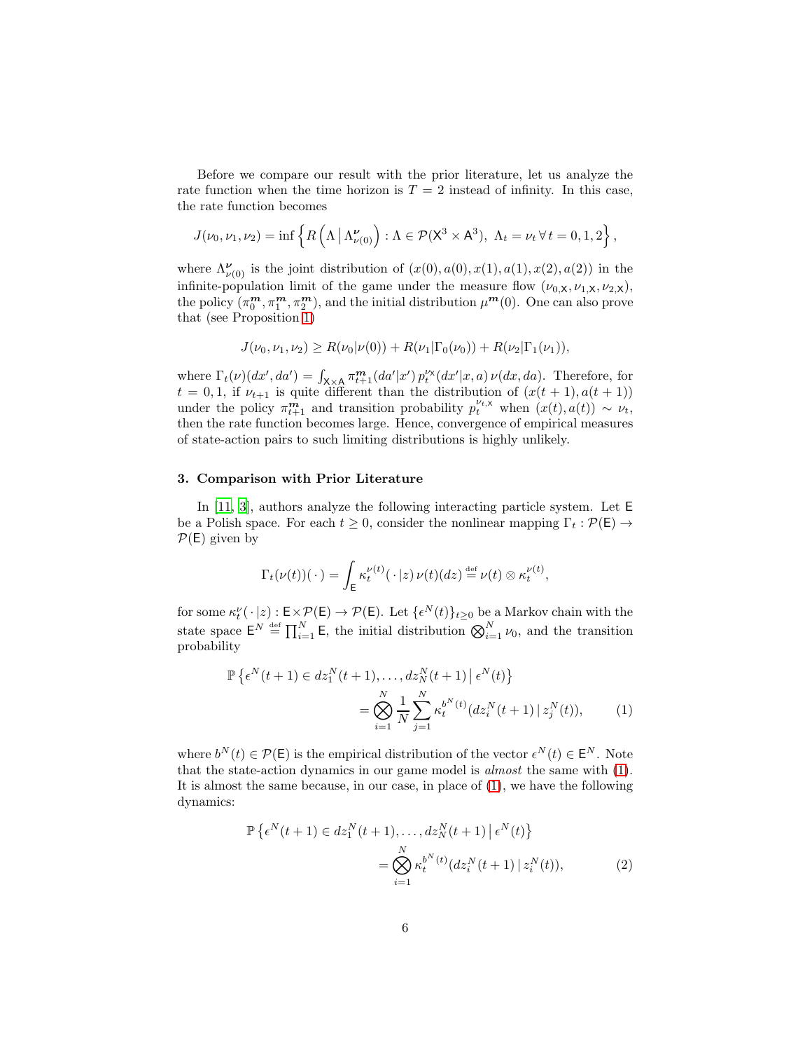Before we compare our result with the prior literature, let us analyze the rate function when the time horizon is $T = 2$ instead of infinity. In this case, the rate function becomes

$$J(\nu_0, \nu_1, \nu_2) = \inf \left\{ R\left(\Lambda \,\middle|\, \Lambda^{\boldsymbol{\nu}}_{\nu(0)}\right) : \Lambda \in \mathcal{P}(\mathsf{X}^3 \times \mathsf{A}^3),\ \Lambda_t = \nu_t \,\forall\, t = 0, 1, 2 \right\},$$

where $\Lambda^{\boldsymbol{\nu}}_{\nu(0)}$ is the joint distribution of $(x(0), a(0), x(1), a(1), x(2), a(2))$ in the infinite-population limit of the game under the measure flow $(\nu_{0,\mathsf{X}}, \nu_{1,\mathsf{X}}, \nu_{2,\mathsf{X}})$, the policy $(\pi^{\boldsymbol{m}}_0, \pi^{\boldsymbol{m}}_1, \pi^{\boldsymbol{m}}_2)$, and the initial distribution $\mu^{\boldsymbol{m}}(0)$. One can also prove that (see Proposition 1)

$$J(\nu_0, \nu_1, \nu_2) \geq R(\nu_0 | \nu(0)) + R(\nu_1 | \Gamma_0(\nu_0)) + R(\nu_2 | \Gamma_1(\nu_1)),$$

where $\Gamma_t(\nu)(dx', da') = \int_{\mathsf{X}\times\mathsf{A}} \pi^{\boldsymbol{m}}_{t+1}(da'|x')\, p^{\nu_{\mathsf{X}}}_t(dx'|x, a)\, \nu(dx, da)$. Therefore, for $t = 0, 1$, if $\nu_{t+1}$ is quite different than the distribution of $(x(t+1), a(t+1))$ under the policy $\pi^{\boldsymbol{m}}_{t+1}$ and transition probability $p^{\nu_{t,\mathsf{X}}}_t$ when $(x(t), a(t)) \sim \nu_t$, then the rate function becomes large. Hence, convergence of empirical measures of state-action pairs to such limiting distributions is highly unlikely.

## 3. Comparison with Prior Literature

In [11, 3], authors analyze the following interacting particle system. Let $\mathsf{E}$ be a Polish space. For each $t \geq 0$, consider the nonlinear mapping $\Gamma_t : \mathcal{P}(\mathsf{E}) \to \mathcal{P}(\mathsf{E})$ given by

$$\Gamma_t(\nu(t))(\,\cdot\,) = \int_{\mathsf{E}} \kappa^{\nu(t)}_t(\,\cdot\,|z)\, \nu(t)(dz) \stackrel{\text{def}}{=} \nu(t) \otimes \kappa^{\nu(t)}_t,$$

for some $\kappa^{\nu}_t(\,\cdot\,|z) : \mathsf{E} \times \mathcal{P}(\mathsf{E}) \to \mathcal{P}(\mathsf{E})$. Let $\{\epsilon^N(t)\}_{t\geq 0}$ be a Markov chain with the state space $\mathsf{E}^N \stackrel{\text{def}}{=} \prod_{i=1}^N \mathsf{E}$, the initial distribution $\bigotimes_{i=1}^N \nu_0$, and the transition probability

$$\begin{aligned} \mathbb{P}\left\{\epsilon^N(t+1) \in dz^N_1(t+1), \ldots, dz^N_N(t+1) \,\middle|\, \epsilon^N(t)\right\} \\ = \bigotimes_{i=1}^N \frac{1}{N} \sum_{j=1}^N \kappa^{b^N(t)}_t(dz^N_i(t+1) \,|\, z^N_j(t)), \end{aligned} \tag{1}$$

where $b^N(t) \in \mathcal{P}(\mathsf{E})$ is the empirical distribution of the vector $\epsilon^N(t) \in \mathsf{E}^N$. Note that the state-action dynamics in our game model is *almost* the same with (1). It is almost the same because, in our case, in place of (1), we have the following dynamics:

$$\begin{aligned} \mathbb{P}\left\{\epsilon^N(t+1) \in dz^N_1(t+1), \ldots, dz^N_N(t+1) \,\middle|\, \epsilon^N(t)\right\} \\ = \bigotimes_{i=1}^N \kappa^{b^N(t)}_t(dz^N_i(t+1) \,|\, z^N_i(t)), \end{aligned} \tag{2}$$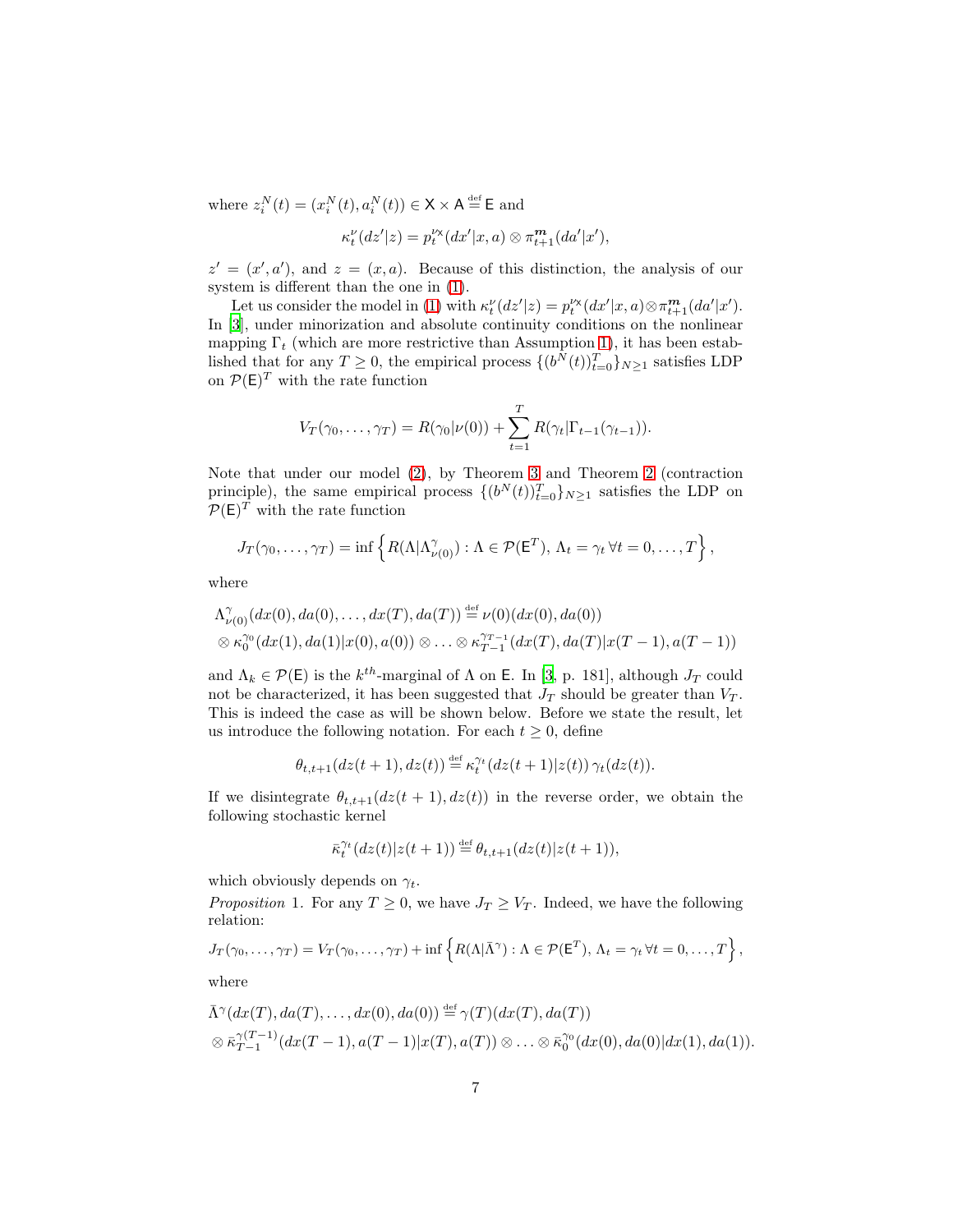where $z_i^N(t) = (x_i^N(t), a_i^N(t)) \in \mathsf{X} \times \mathsf{A} \stackrel{\text{def}}{=} \mathsf{E}$ and

$$\kappa_t^{\nu}(dz'|z) = p_t^{\nu_{\mathsf{X}}}(dx'|x,a) \otimes \pi_{t+1}^{\boldsymbol{m}}(da'|x'),$$

$z' = (x', a')$, and $z = (x, a)$. Because of this distinction, the analysis of our system is different than the one in (1).

Let us consider the model in (1) with $\kappa_t^{\nu}(dz'|z) = p_t^{\nu_{\mathsf{X}}}(dx'|x,a) \otimes \pi_{t+1}^{\boldsymbol{m}}(da'|x')$. In [3], under minorization and absolute continuity conditions on the nonlinear mapping $\Gamma_t$ (which are more restrictive than Assumption 1), it has been established that for any $T \geq 0$, the empirical process $\{(b^N(t))_{t=0}^T\}_{N \geq 1}$ satisfies LDP on $\mathcal{P}(\mathsf{E})^T$ with the rate function

$$V_T(\gamma_0, \ldots, \gamma_T) = R(\gamma_0|\nu(0)) + \sum_{t=1}^{T} R(\gamma_t|\Gamma_{t-1}(\gamma_{t-1})).$$

Note that under our model (2), by Theorem 3 and Theorem 2 (contraction principle), the same empirical process $\{(b^N(t))_{t=0}^T\}_{N \geq 1}$ satisfies the LDP on $\mathcal{P}(\mathsf{E})^T$ with the rate function

$$J_T(\gamma_0, \ldots, \gamma_T) = \inf \left\{ R(\Lambda|\Lambda_{\nu(0)}^{\gamma}) : \Lambda \in \mathcal{P}(\mathsf{E}^T), \, \Lambda_t = \gamma_t \, \forall t = 0, \ldots, T \right\},$$

where

$$\begin{aligned}
&\Lambda_{\nu(0)}^{\gamma}(dx(0), da(0), \ldots, dx(T), da(T)) \stackrel{\text{def}}{=} \nu(0)(dx(0), da(0)) \\
&\otimes \kappa_0^{\gamma_0}(dx(1), da(1)|x(0), a(0)) \otimes \ldots \otimes \kappa_{T-1}^{\gamma_{T-1}}(dx(T), da(T)|x(T-1), a(T-1))
\end{aligned}$$

and $\Lambda_k \in \mathcal{P}(\mathsf{E})$ is the $k^{th}$-marginal of $\Lambda$ on $\mathsf{E}$. In [3, p. 181], although $J_T$ could not be characterized, it has been suggested that $J_T$ should be greater than $V_T$. This is indeed the case as will be shown below. Before we state the result, let us introduce the following notation. For each $t \geq 0$, define

$$\theta_{t,t+1}(dz(t+1), dz(t)) \stackrel{\text{def}}{=} \kappa_t^{\gamma_t}(dz(t+1)|z(t)) \, \gamma_t(dz(t)).$$

If we disintegrate $\theta_{t,t+1}(dz(t+1), dz(t))$ in the reverse order, we obtain the following stochastic kernel

$$\bar{\kappa}_t^{\gamma_t}(dz(t)|z(t+1)) \stackrel{\text{def}}{=} \theta_{t,t+1}(dz(t)|z(t+1)),$$

which obviously depends on $\gamma_t$.

*Proposition* 1. For any $T \geq 0$, we have $J_T \geq V_T$. Indeed, we have the following relation:

$$J_T(\gamma_0, \ldots, \gamma_T) = V_T(\gamma_0, \ldots, \gamma_T) + \inf \left\{ R(\Lambda|\bar{\Lambda}^{\gamma}) : \Lambda \in \mathcal{P}(\mathsf{E}^T), \, \Lambda_t = \gamma_t \, \forall t = 0, \ldots, T \right\},$$

where

$$\begin{aligned}
&\bar{\Lambda}^{\gamma}(dx(T), da(T), \ldots, dx(0), da(0)) \stackrel{\text{def}}{=} \gamma(T)(dx(T), da(T)) \\
&\otimes \bar{\kappa}_{T-1}^{\gamma(T-1)}(dx(T-1), a(T-1)|x(T), a(T)) \otimes \ldots \otimes \bar{\kappa}_0^{\gamma_0}(dx(0), da(0)|dx(1), da(1)).
\end{aligned}$$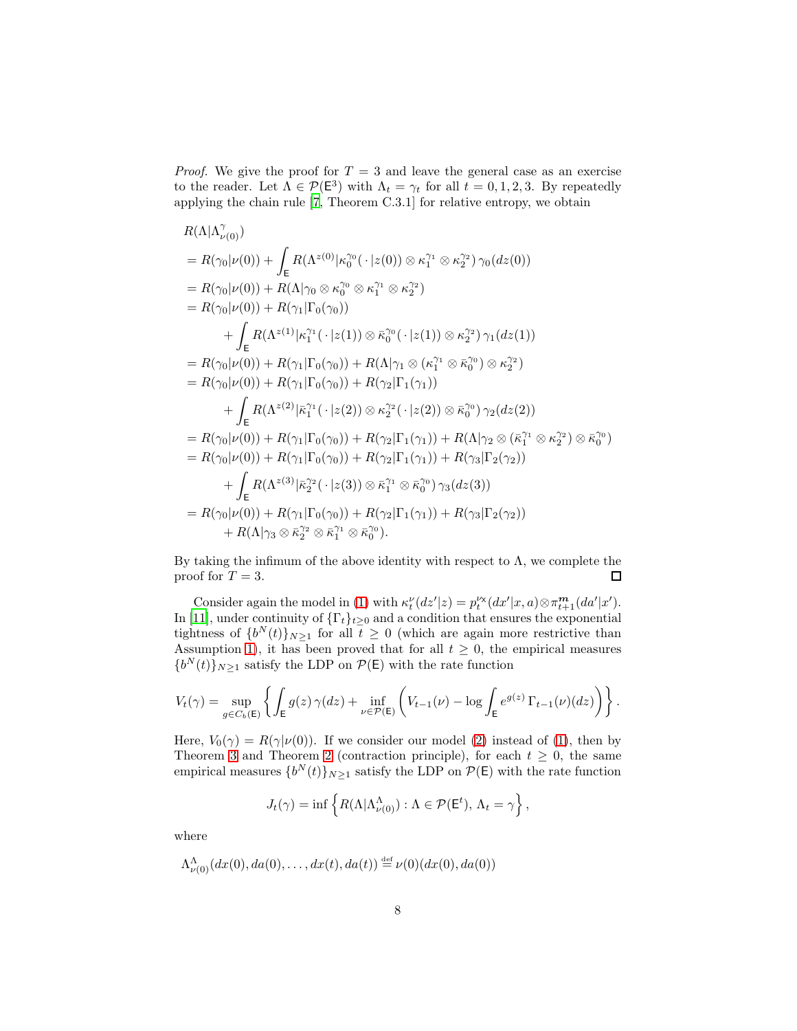*Proof.* We give the proof for $T = 3$ and leave the general case as an exercise to the reader. Let $\Lambda \in \mathcal{P}(\mathsf{E}^3)$ with $\Lambda_t = \gamma_t$ for all $t = 0, 1, 2, 3$. By repeatedly applying the chain rule [7, Theorem C.3.1] for relative entropy, we obtain

$$
\begin{aligned}
&R(\Lambda|\Lambda^{\gamma}_{\nu(0)}) \\
&= R(\gamma_0|\nu(0)) + \int_{\mathsf{E}} R(\Lambda^{z(0)}|\kappa_0^{\gamma_0}(\,\cdot\,|z(0)) \otimes \kappa_1^{\gamma_1} \otimes \kappa_2^{\gamma_2})\, \gamma_0(dz(0)) \\
&= R(\gamma_0|\nu(0)) + R(\Lambda|\gamma_0 \otimes \kappa_0^{\gamma_0} \otimes \kappa_1^{\gamma_1} \otimes \kappa_2^{\gamma_2}) \\
&= R(\gamma_0|\nu(0)) + R(\gamma_1|\Gamma_0(\gamma_0)) \\
&\qquad + \int_{\mathsf{E}} R(\Lambda^{z(1)}|\kappa_1^{\gamma_1}(\,\cdot\,|z(1)) \otimes \bar{\kappa}_0^{\gamma_0}(\,\cdot\,|z(1)) \otimes \kappa_2^{\gamma_2})\, \gamma_1(dz(1)) \\
&= R(\gamma_0|\nu(0)) + R(\gamma_1|\Gamma_0(\gamma_0)) + R(\Lambda|\gamma_1 \otimes (\kappa_1^{\gamma_1} \otimes \bar{\kappa}_0^{\gamma_0}) \otimes \kappa_2^{\gamma_2}) \\
&= R(\gamma_0|\nu(0)) + R(\gamma_1|\Gamma_0(\gamma_0)) + R(\gamma_2|\Gamma_1(\gamma_1)) \\
&\qquad + \int_{\mathsf{E}} R(\Lambda^{z(2)}|\bar{\kappa}_1^{\gamma_1}(\,\cdot\,|z(2)) \otimes \kappa_2^{\gamma_2}(\,\cdot\,|z(2)) \otimes \bar{\kappa}_0^{\gamma_0})\, \gamma_2(dz(2)) \\
&= R(\gamma_0|\nu(0)) + R(\gamma_1|\Gamma_0(\gamma_0)) + R(\gamma_2|\Gamma_1(\gamma_1)) + R(\Lambda|\gamma_2 \otimes (\bar{\kappa}_1^{\gamma_1} \otimes \kappa_2^{\gamma_2}) \otimes \bar{\kappa}_0^{\gamma_0}) \\
&= R(\gamma_0|\nu(0)) + R(\gamma_1|\Gamma_0(\gamma_0)) + R(\gamma_2|\Gamma_1(\gamma_1)) + R(\gamma_3|\Gamma_2(\gamma_2)) \\
&\qquad + \int_{\mathsf{E}} R(\Lambda^{z(3)}|\bar{\kappa}_2^{\gamma_2}(\,\cdot\,|z(3)) \otimes \bar{\kappa}_1^{\gamma_1} \otimes \bar{\kappa}_0^{\gamma_0})\, \gamma_3(dz(3)) \\
&= R(\gamma_0|\nu(0)) + R(\gamma_1|\Gamma_0(\gamma_0)) + R(\gamma_2|\Gamma_1(\gamma_1)) + R(\gamma_3|\Gamma_2(\gamma_2)) \\
&\qquad + R(\Lambda|\gamma_3 \otimes \bar{\kappa}_2^{\gamma_2} \otimes \bar{\kappa}_1^{\gamma_1} \otimes \bar{\kappa}_0^{\gamma_0}).
\end{aligned}
$$

By taking the infimum of the above identity with respect to $\Lambda$, we complete the proof for $T = 3$. ◻

Consider again the model in (1) with $\kappa_t^{\nu}(dz'|z) = p_t^{\nu_{\mathsf{x}}}(dx'|x,a) \otimes \pi_{t+1}^{\boldsymbol{m}}(da'|x')$. In [11], under continuity of $\{\Gamma_t\}_{t\geq 0}$ and a condition that ensures the exponential tightness of $\{b^N(t)\}_{N\geq 1}$ for all $t \geq 0$ (which are again more restrictive than Assumption 1), it has been proved that for all $t \geq 0$, the empirical measures $\{b^N(t)\}_{N\geq 1}$ satisfy the LDP on $\mathcal{P}(\mathsf{E})$ with the rate function

$$
V_t(\gamma) = \sup_{g \in C_b(\mathsf{E})} \left\{ \int_{\mathsf{E}} g(z)\, \gamma(dz) + \inf_{\nu \in \mathcal{P}(\mathsf{E})} \left( V_{t-1}(\nu) - \log \int_{\mathsf{E}} e^{g(z)}\, \Gamma_{t-1}(\nu)(dz) \right) \right\}.
$$

Here, $V_0(\gamma) = R(\gamma|\nu(0))$. If we consider our model (2) instead of (1), then by Theorem 3 and Theorem 2 (contraction principle), for each $t \geq 0$, the same empirical measures $\{b^N(t)\}_{N\geq 1}$ satisfy the LDP on $\mathcal{P}(\mathsf{E})$ with the rate function

$$
J_t(\gamma) = \inf \left\{ R(\Lambda|\Lambda^{\Lambda}_{\nu(0)}) : \Lambda \in \mathcal{P}(\mathsf{E}^t),\, \Lambda_t = \gamma \right\},
$$

where

$$
\Lambda^{\Lambda}_{\nu(0)}(dx(0), da(0), \ldots, dx(t), da(t)) \overset{\text{def}}{=} \nu(0)(dx(0), da(0))
$$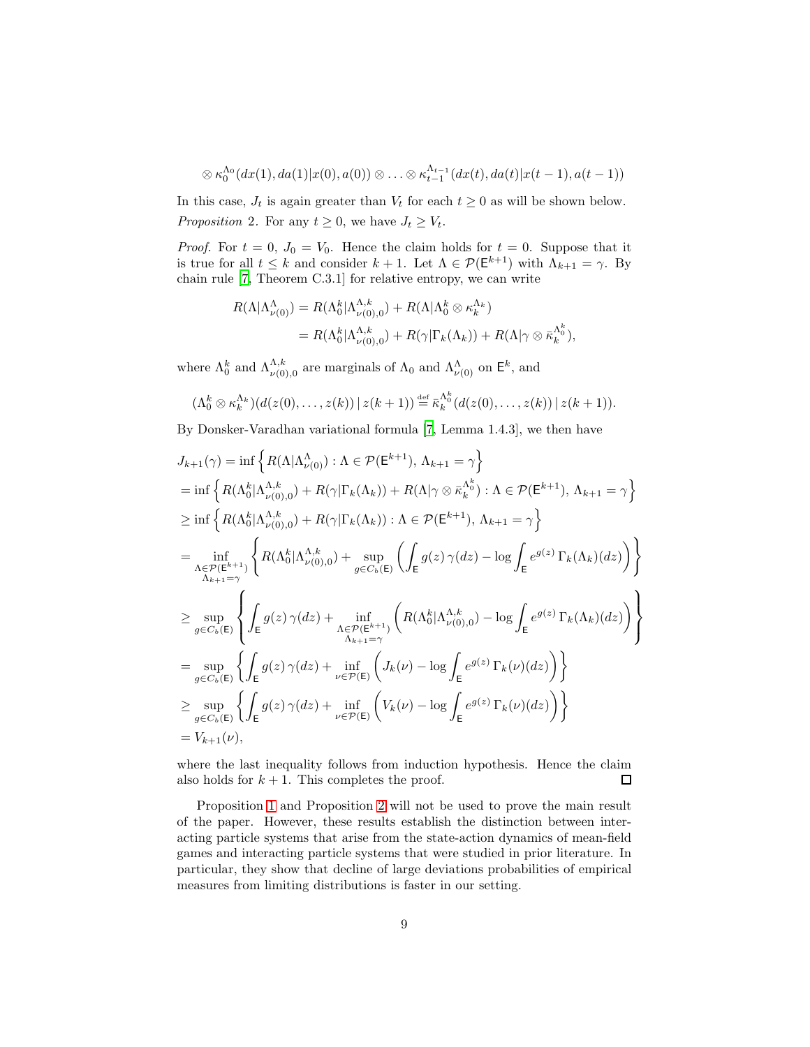$$\otimes \kappa_0^{\Lambda_0}(dx(1), da(1)|x(0), a(0)) \otimes \ldots \otimes \kappa_{t-1}^{\Lambda_{t-1}}(dx(t), da(t)|x(t-1), a(t-1))$$

In this case, $J_t$ is again greater than $V_t$ for each $t \geq 0$ as will be shown below.

*Proposition* 2. For any $t \geq 0$, we have $J_t \geq V_t$.

*Proof.* For $t = 0$, $J_0 = V_0$. Hence the claim holds for $t = 0$. Suppose that it is true for all $t \leq k$ and consider $k+1$. Let $\Lambda \in \mathcal{P}(\mathsf{E}^{k+1})$ with $\Lambda_{k+1} = \gamma$. By chain rule [7, Theorem C.3.1] for relative entropy, we can write

$$\begin{aligned}
R(\Lambda|\Lambda_{\nu(0)}^{\Lambda}) &= R(\Lambda_0^k|\Lambda_{\nu(0),0}^{\Lambda,k}) + R(\Lambda|\Lambda_0^k \otimes \kappa_k^{\Lambda_k}) \\
&= R(\Lambda_0^k|\Lambda_{\nu(0),0}^{\Lambda,k}) + R(\gamma|\Gamma_k(\Lambda_k)) + R(\Lambda|\gamma \otimes \bar{\kappa}_k^{\Lambda_0^k}),
\end{aligned}$$

where $\Lambda_0^k$ and $\Lambda_{\nu(0),0}^{\Lambda,k}$ are marginals of $\Lambda_0$ and $\Lambda_{\nu(0)}^{\Lambda}$ on $\mathsf{E}^k$, and

$$(\Lambda_0^k \otimes \kappa_k^{\Lambda_k})(d(z(0), \ldots, z(k)) \,|\, z(k+1)) \stackrel{\text{def}}{=} \bar{\kappa}_k^{\Lambda_0^k}(d(z(0), \ldots, z(k)) \,|\, z(k+1)).$$

By Donsker-Varadhan variational formula [7, Lemma 1.4.3], we then have

$$\begin{aligned}
&J_{k+1}(\gamma) = \inf\left\{ R(\Lambda|\Lambda_{\nu(0)}^{\Lambda}) : \Lambda \in \mathcal{P}(\mathsf{E}^{k+1}),\, \Lambda_{k+1} = \gamma \right\} \\
&= \inf\left\{ R(\Lambda_0^k|\Lambda_{\nu(0),0}^{\Lambda,k}) + R(\gamma|\Gamma_k(\Lambda_k)) + R(\Lambda|\gamma \otimes \bar{\kappa}_k^{\Lambda_0^k}) : \Lambda \in \mathcal{P}(\mathsf{E}^{k+1}),\, \Lambda_{k+1} = \gamma \right\} \\
&\geq \inf\left\{ R(\Lambda_0^k|\Lambda_{\nu(0),0}^{\Lambda,k}) + R(\gamma|\Gamma_k(\Lambda_k)) : \Lambda \in \mathcal{P}(\mathsf{E}^{k+1}),\, \Lambda_{k+1} = \gamma \right\} \\
&= \inf_{\substack{\Lambda \in \mathcal{P}(\mathsf{E}^{k+1}) \\ \Lambda_{k+1} = \gamma}} \left\{ R(\Lambda_0^k|\Lambda_{\nu(0),0}^{\Lambda,k}) + \sup_{g \in C_b(\mathsf{E})} \left( \int_{\mathsf{E}} g(z)\, \gamma(dz) - \log \int_{\mathsf{E}} e^{g(z)}\, \Gamma_k(\Lambda_k)(dz) \right) \right\} \\
&\geq \sup_{g \in C_b(\mathsf{E})} \left\{ \int_{\mathsf{E}} g(z)\, \gamma(dz) + \inf_{\substack{\Lambda \in \mathcal{P}(\mathsf{E}^{k+1}) \\ \Lambda_{k+1} = \gamma}} \left( R(\Lambda_0^k|\Lambda_{\nu(0),0}^{\Lambda,k}) - \log \int_{\mathsf{E}} e^{g(z)}\, \Gamma_k(\Lambda_k)(dz) \right) \right\} \\
&= \sup_{g \in C_b(\mathsf{E})} \left\{ \int_{\mathsf{E}} g(z)\, \gamma(dz) + \inf_{\nu \in \mathcal{P}(\mathsf{E})} \left( J_k(\nu) - \log \int_{\mathsf{E}} e^{g(z)}\, \Gamma_k(\nu)(dz) \right) \right\} \\
&\geq \sup_{g \in C_b(\mathsf{E})} \left\{ \int_{\mathsf{E}} g(z)\, \gamma(dz) + \inf_{\nu \in \mathcal{P}(\mathsf{E})} \left( V_k(\nu) - \log \int_{\mathsf{E}} e^{g(z)}\, \Gamma_k(\nu)(dz) \right) \right\} \\
&= V_{k+1}(\nu),
\end{aligned}$$

where the last inequality follows from induction hypothesis. Hence the claim also holds for $k+1$. This completes the proof. ∎

Proposition 1 and Proposition 2 will not be used to prove the main result of the paper. However, these results establish the distinction between interacting particle systems that arise from the state-action dynamics of mean-field games and interacting particle systems that were studied in prior literature. In particular, they show that decline of large deviations probabilities of empirical measures from limiting distributions is faster in our setting.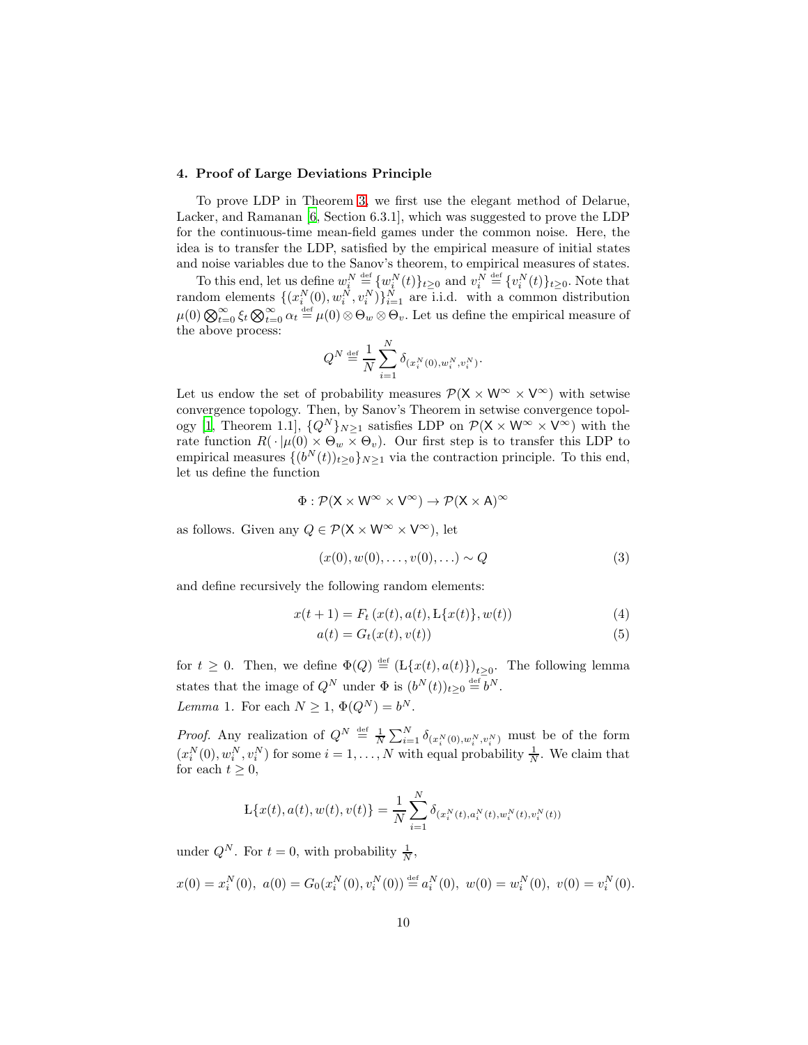#### 4. Proof of Large Deviations Principle

To prove LDP in Theorem 3, we first use the elegant method of Delarue, Lacker, and Ramanan [6, Section 6.3.1], which was suggested to prove the LDP for the continuous-time mean-field games under the common noise. Here, the idea is to transfer the LDP, satisfied by the empirical measure of initial states and noise variables due to the Sanov's theorem, to empirical measures of states.

To this end, let us define $w_i^N \overset{\text{def}}{=} \{w_i^N(t)\}_{t\geq 0}$ and $v_i^N \overset{\text{def}}{=} \{v_i^N(t)\}_{t\geq 0}$. Note that random elements $\{(x_i^N(0), w_i^N, v_i^N)\}_{i=1}^N$ are i.i.d. with a common distribution $\mu(0) \bigotimes_{t=0}^{\infty} \xi_t \bigotimes_{t=0}^{\infty} \alpha_t \overset{\text{def}}{=} \mu(0) \otimes \Theta_w \otimes \Theta_v$. Let us define the empirical measure of the above process:

$$Q^N \overset{\text{def}}{=} \frac{1}{N} \sum_{i=1}^N \delta_{(x_i^N(0), w_i^N, v_i^N)}.$$

Let us endow the set of probability measures $\mathcal{P}(\mathsf{X} \times \mathsf{W}^\infty \times \mathsf{V}^\infty)$ with setwise convergence topology. Then, by Sanov's Theorem in setwise convergence topology [1, Theorem 1.1], $\{Q^N\}_{N\geq 1}$ satisfies LDP on $\mathcal{P}(\mathsf{X} \times \mathsf{W}^\infty \times \mathsf{V}^\infty)$ with the rate function $R(\,\cdot\,|\mu(0) \times \Theta_w \times \Theta_v)$. Our first step is to transfer this LDP to empirical measures $\{(b^N(t))_{t\geq 0}\}_{N\geq 1}$ via the contraction principle. To this end, let us define the function

$$\Phi : \mathcal{P}(\mathsf{X} \times \mathsf{W}^\infty \times \mathsf{V}^\infty) \to \mathcal{P}(\mathsf{X} \times \mathsf{A})^\infty$$

as follows. Given any $Q \in \mathcal{P}(\mathsf{X} \times \mathsf{W}^\infty \times \mathsf{V}^\infty)$, let

$$(x(0), w(0), \ldots, v(0), \ldots) \sim Q \tag{3}$$

and define recursively the following random elements:

$$x(t+1) = F_t\left(x(t), a(t), \mathrm{L}\{x(t)\}, w(t)\right) \tag{4}$$

$$a(t) = G_t(x(t), v(t)) \tag{5}$$

for $t \geq 0$. Then, we define $\Phi(Q) \overset{\text{def}}{=} \left(\mathrm{L}\{x(t), a(t)\}\right)_{t\geq 0}$. The following lemma states that the image of $Q^N$ under $\Phi$ is $(b^N(t))_{t\geq 0} \overset{\text{def}}{=} b^N$.

*Lemma* 1. For each $N \geq 1$, $\Phi(Q^N) = b^N$.

*Proof.* Any realization of $Q^N \overset{\text{def}}{=} \frac{1}{N}\sum_{i=1}^N \delta_{(x_i^N(0), w_i^N, v_i^N)}$ must be of the form $(x_i^N(0), w_i^N, v_i^N)$ for some $i = 1, \ldots, N$ with equal probability $\frac{1}{N}$. We claim that for each $t \geq 0$,

$$\mathrm{L}\{x(t), a(t), w(t), v(t)\} = \frac{1}{N} \sum_{i=1}^N \delta_{(x_i^N(t), a_i^N(t), w_i^N(t), v_i^N(t))}$$

under $Q^N$. For $t = 0$, with probability $\frac{1}{N}$,

$$x(0) = x_i^N(0),\;\; a(0) = G_0(x_i^N(0), v_i^N(0)) \overset{\text{def}}{=} a_i^N(0),\;\; w(0) = w_i^N(0),\;\; v(0) = v_i^N(0).$$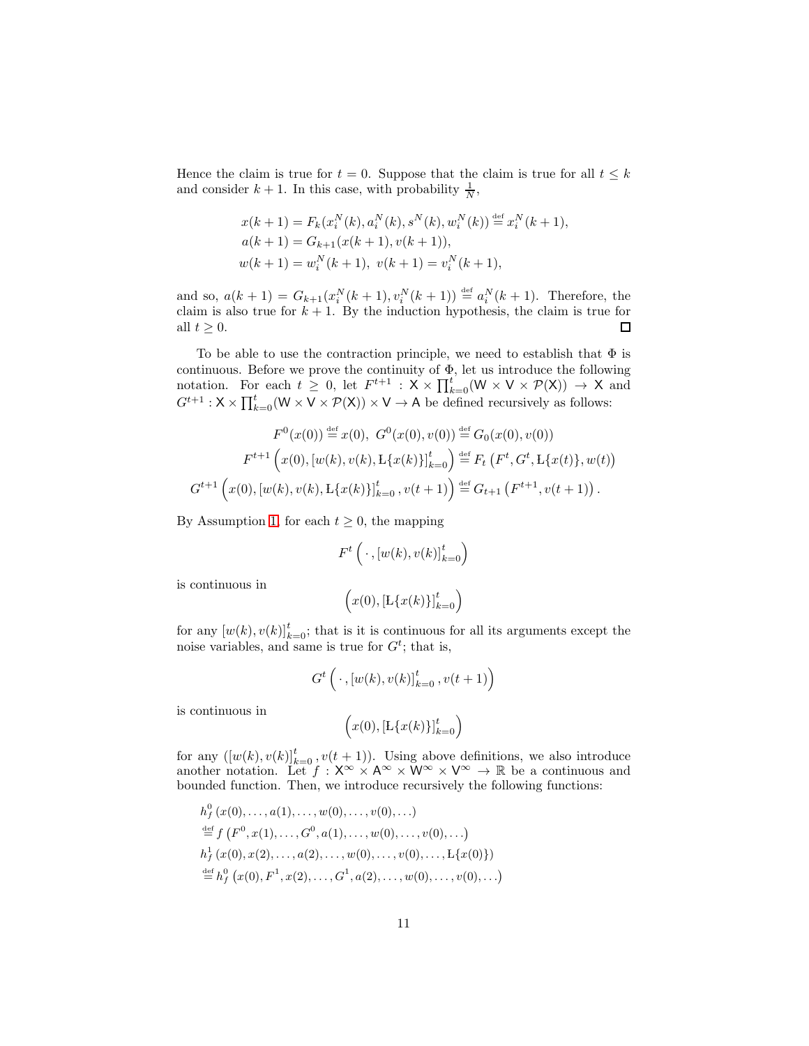Hence the claim is true for $t = 0$. Suppose that the claim is true for all $t \leq k$ and consider $k + 1$. In this case, with probability $\frac{1}{N}$,

$$
\begin{aligned}
x(k+1) &= F_k(x_i^N(k), a_i^N(k), s^N(k), w_i^N(k)) \stackrel{\text{def}}{=} x_i^N(k+1), \\
a(k+1) &= G_{k+1}(x(k+1), v(k+1)), \\
w(k+1) &= w_i^N(k+1), \ v(k+1) = v_i^N(k+1),
\end{aligned}
$$

and so, $a(k+1) = G_{k+1}(x_i^N(k+1), v_i^N(k+1)) \stackrel{\text{def}}{=} a_i^N(k+1)$. Therefore, the claim is also true for $k + 1$. By the induction hypothesis, the claim is true for all $t \geq 0$. $\square$

To be able to use the contraction principle, we need to establish that $\Phi$ is continuous. Before we prove the continuity of $\Phi$, let us introduce the following notation. For each $t \geq 0$, let $F^{t+1} : \mathsf{X} \times \prod_{k=0}^{t} (\mathsf{W} \times \mathsf{V} \times \mathcal{P}(\mathsf{X})) \to \mathsf{X}$ and $G^{t+1} : \mathsf{X} \times \prod_{k=0}^{t} (\mathsf{W} \times \mathsf{V} \times \mathcal{P}(\mathsf{X})) \times \mathsf{V} \to \mathsf{A}$ be defined recursively as follows:

$$
\begin{aligned}
F^0(x(0)) &\stackrel{\text{def}}{=} x(0), \ G^0(x(0), v(0)) \stackrel{\text{def}}{=} G_0(x(0), v(0)) \\
F^{t+1}\left(x(0), [w(k), v(k), \mathrm{L}\{x(k)\}]_{k=0}^{t}\right) &\stackrel{\text{def}}{=} F_t\left(F^t, G^t, \mathrm{L}\{x(t)\}, w(t)\right) \\
G^{t+1}\left(x(0), [w(k), v(k), \mathrm{L}\{x(k)\}]_{k=0}^{t}, v(t+1)\right) &\stackrel{\text{def}}{=} G_{t+1}\left(F^{t+1}, v(t+1)\right).
\end{aligned}
$$

By Assumption 1, for each $t \geq 0$, the mapping

$$
F^t\left(\, \cdot \,, [w(k), v(k)]_{k=0}^{t}\right)
$$

is continuous in

$$
\left(x(0), [\mathrm{L}\{x(k)\}]_{k=0}^{t}\right)
$$

for any $[w(k), v(k)]_{k=0}^{t}$; that is it is continuous for all its arguments except the noise variables, and same is true for $G^t$; that is,

$$
G^t\left(\, \cdot \,, [w(k), v(k)]_{k=0}^{t}, v(t+1)\right)
$$

is continuous in

$$
\left(x(0), [\mathrm{L}\{x(k)\}]_{k=0}^{t}\right)
$$

for any $([w(k), v(k)]_{k=0}^{t}, v(t+1))$. Using above definitions, we also introduce another notation. Let $f : \mathsf{X}^\infty \times \mathsf{A}^\infty \times \mathsf{W}^\infty \times \mathsf{V}^\infty \to \mathbb{R}$ be a continuous and bounded function. Then, we introduce recursively the following functions:

$$
\begin{aligned}
& h_f^0\left(x(0), \ldots, a(1), \ldots, w(0), \ldots, v(0), \ldots\right) \\
& \stackrel{\text{def}}{=} f\left(F^0, x(1), \ldots, G^0, a(1), \ldots, w(0), \ldots, v(0), \ldots\right) \\
& h_f^1\left(x(0), x(2), \ldots, a(2), \ldots, w(0), \ldots, v(0), \ldots, \mathrm{L}\{x(0)\}\right) \\
& \stackrel{\text{def}}{=} h_f^0\left(x(0), F^1, x(2), \ldots, G^1, a(2), \ldots, w(0), \ldots, v(0), \ldots\right)
\end{aligned}
$$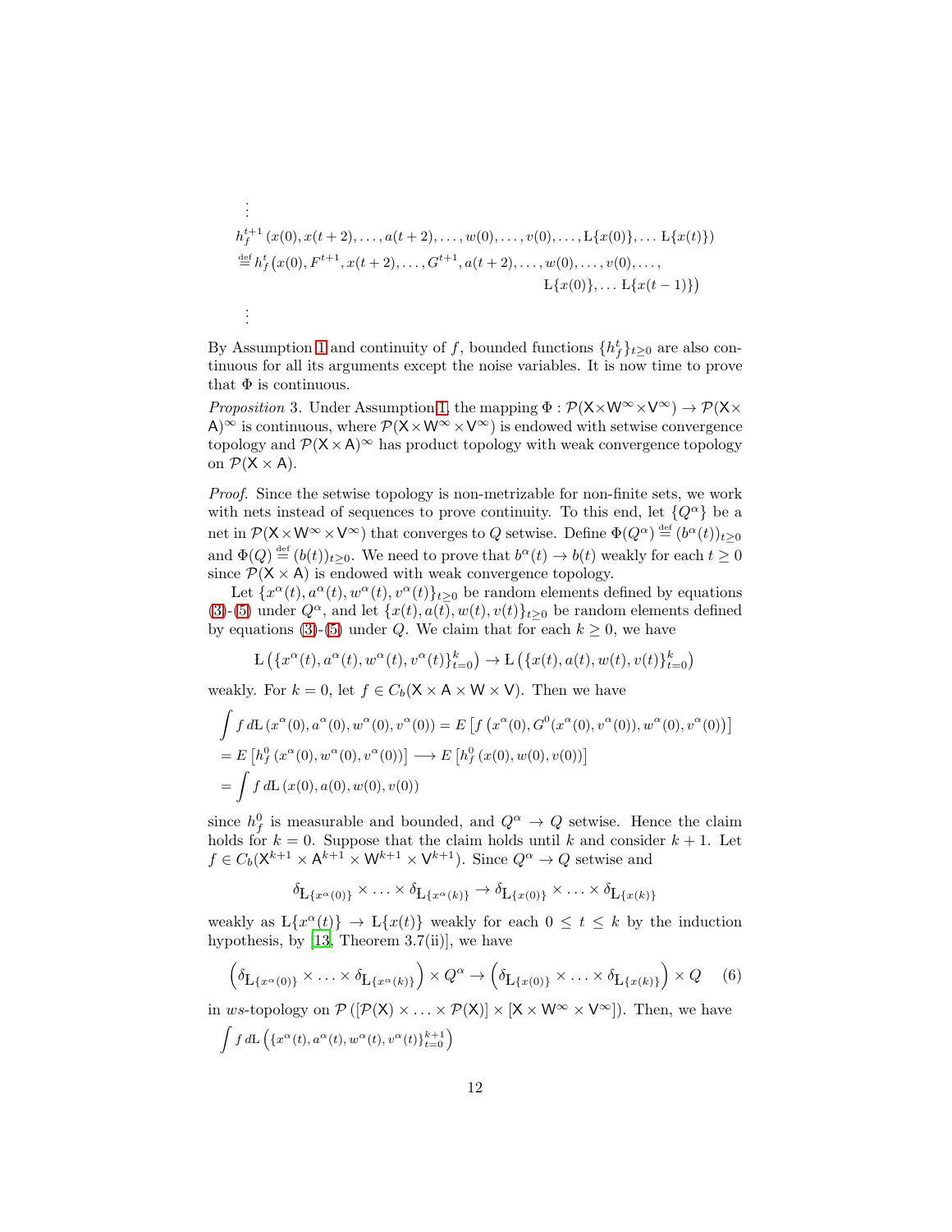$$\vdots$$

$$
\begin{aligned}
&h_f^{t+1}\left(x(0), x(t+2), \ldots, a(t+2), \ldots, w(0), \ldots, v(0), \ldots, \mathrm{L}\{x(0)\}, \ldots \mathrm{L}\{x(t)\}\right) \\
&\stackrel{\text{def}}{=} h_f^t\big(x(0), F^{t+1}, x(t+2), \ldots, G^{t+1}, a(t+2), \ldots, w(0), \ldots, v(0), \ldots, \\
&\qquad\qquad\qquad\qquad\qquad\qquad\qquad\qquad \mathrm{L}\{x(0)\}, \ldots \mathrm{L}\{x(t-1)\}\big)
\end{aligned}
$$

$$\vdots$$

By Assumption 1 and continuity of $f$, bounded functions $\{h_f^t\}_{t\geq 0}$ are also continuous for all its arguments except the noise variables. It is now time to prove that $\Phi$ is continuous.

*Proposition* 3. Under Assumption 1, the mapping $\Phi : \mathcal{P}(\mathsf{X}\times\mathsf{W}^\infty\times\mathsf{V}^\infty) \to \mathcal{P}(\mathsf{X}\times\mathsf{A})^\infty$ is continuous, where $\mathcal{P}(\mathsf{X}\times\mathsf{W}^\infty\times\mathsf{V}^\infty)$ is endowed with setwise convergence topology and $\mathcal{P}(\mathsf{X}\times\mathsf{A})^\infty$ has product topology with weak convergence topology on $\mathcal{P}(\mathsf{X}\times\mathsf{A})$.

*Proof.* Since the setwise topology is non-metrizable for non-finite sets, we work with nets instead of sequences to prove continuity. To this end, let $\{Q^\alpha\}$ be a net in $\mathcal{P}(\mathsf{X}\times\mathsf{W}^\infty\times\mathsf{V}^\infty)$ that converges to $Q$ setwise. Define $\Phi(Q^\alpha) \stackrel{\text{def}}{=} (b^\alpha(t))_{t\geq 0}$ and $\Phi(Q) \stackrel{\text{def}}{=} (b(t))_{t\geq 0}$. We need to prove that $b^\alpha(t) \to b(t)$ weakly for each $t \geq 0$ since $\mathcal{P}(\mathsf{X}\times\mathsf{A})$ is endowed with weak convergence topology.

Let $\{x^\alpha(t), a^\alpha(t), w^\alpha(t), v^\alpha(t)\}_{t\geq 0}$ be random elements defined by equations (3)-(5) under $Q^\alpha$, and let $\{x(t), a(t), w(t), v(t)\}_{t\geq 0}$ be random elements defined by equations (3)-(5) under $Q$. We claim that for each $k \geq 0$, we have

$$
\mathrm{L}\left(\{x^\alpha(t), a^\alpha(t), w^\alpha(t), v^\alpha(t)\}_{t=0}^k\right) \to \mathrm{L}\left(\{x(t), a(t), w(t), v(t)\}_{t=0}^k\right)
$$

weakly. For $k = 0$, let $f \in C_b(\mathsf{X}\times\mathsf{A}\times\mathsf{W}\times\mathsf{V})$. Then we have

$$
\begin{aligned}
&\int f \, d\mathrm{L}\left(x^\alpha(0), a^\alpha(0), w^\alpha(0), v^\alpha(0)\right) = E\left[f\left(x^\alpha(0), G^0(x^\alpha(0), v^\alpha(0)), w^\alpha(0), v^\alpha(0)\right)\right] \\
&= E\left[h_f^0\left(x^\alpha(0), w^\alpha(0), v^\alpha(0)\right)\right] \longrightarrow E\left[h_f^0\left(x(0), w(0), v(0)\right)\right] \\
&= \int f \, d\mathrm{L}\left(x(0), a(0), w(0), v(0)\right)
\end{aligned}
$$

since $h_f^0$ is measurable and bounded, and $Q^\alpha \to Q$ setwise. Hence the claim holds for $k = 0$. Suppose that the claim holds until $k$ and consider $k+1$. Let $f \in C_b(\mathsf{X}^{k+1}\times\mathsf{A}^{k+1}\times\mathsf{W}^{k+1}\times\mathsf{V}^{k+1})$. Since $Q^\alpha \to Q$ setwise and

$$
\delta_{\mathrm{L}\{x^\alpha(0)\}} \times \ldots \times \delta_{\mathrm{L}\{x^\alpha(k)\}} \to \delta_{\mathrm{L}\{x(0)\}} \times \ldots \times \delta_{\mathrm{L}\{x(k)\}}
$$

weakly as $\mathrm{L}\{x^\alpha(t)\} \to \mathrm{L}\{x(t)\}$ weakly for each $0 \leq t \leq k$ by the induction hypothesis, by [13, Theorem 3.7(ii)], we have

$$
\left(\delta_{\mathrm{L}\{x^\alpha(0)\}} \times \ldots \times \delta_{\mathrm{L}\{x^\alpha(k)\}}\right) \times Q^\alpha \to \left(\delta_{\mathrm{L}\{x(0)\}} \times \ldots \times \delta_{\mathrm{L}\{x(k)\}}\right) \times Q \qquad (6)
$$

in $ws$-topology on $\mathcal{P}\left([\mathcal{P}(\mathsf{X}) \times \ldots \times \mathcal{P}(\mathsf{X})] \times [\mathsf{X}\times\mathsf{W}^\infty\times\mathsf{V}^\infty]\right)$. Then, we have

$$
\int f \, d\mathrm{L}\left(\{x^\alpha(t), a^\alpha(t), w^\alpha(t), v^\alpha(t)\}_{t=0}^{k+1}\right)
$$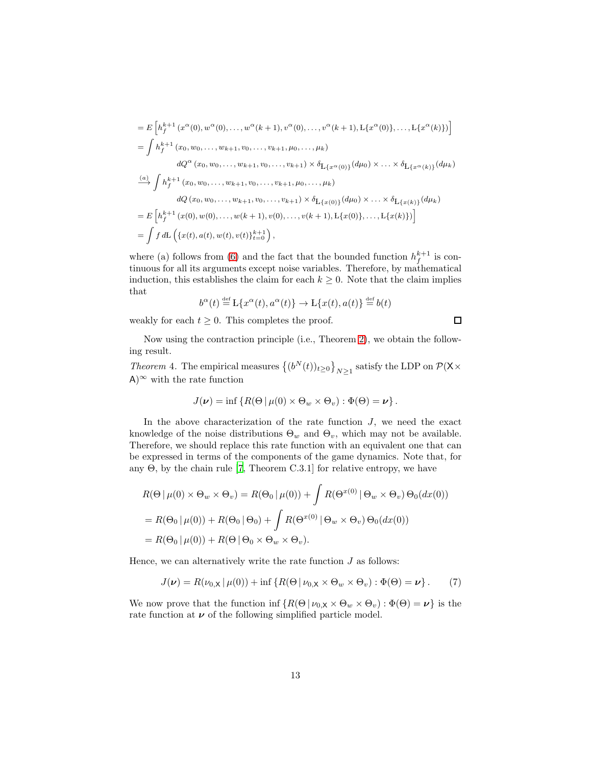$$
\begin{aligned}
&= E\left[h_f^{k+1}\left(x^\alpha(0), w^\alpha(0), \ldots, w^\alpha(k+1), v^\alpha(0), \ldots, v^\alpha(k+1), \mathrm{L}\{x^\alpha(0)\}, \ldots, \mathrm{L}\{x^\alpha(k)\}\right)\right] \\
&= \int h_f^{k+1}\left(x_0, w_0, \ldots, w_{k+1}, v_0, \ldots, v_{k+1}, \mu_0, \ldots, \mu_k\right) \\
&\qquad\qquad dQ^\alpha\left(x_0, w_0, \ldots, w_{k+1}, v_0, \ldots, v_{k+1}\right) \times \delta_{\mathrm{L}\{x^\alpha(0)\}}(d\mu_0) \times \ldots \times \delta_{\mathrm{L}\{x^\alpha(k)\}}(d\mu_k) \\
&\xrightarrow{(a)} \int h_f^{k+1}\left(x_0, w_0, \ldots, w_{k+1}, v_0, \ldots, v_{k+1}, \mu_0, \ldots, \mu_k\right) \\
&\qquad\qquad dQ\left(x_0, w_0, \ldots, w_{k+1}, v_0, \ldots, v_{k+1}\right) \times \delta_{\mathrm{L}\{x(0)\}}(d\mu_0) \times \ldots \times \delta_{\mathrm{L}\{x(k)\}}(d\mu_k) \\
&= E\left[h_f^{k+1}\left(x(0), w(0), \ldots, w(k+1), v(0), \ldots, v(k+1), \mathrm{L}\{x(0)\}, \ldots, \mathrm{L}\{x(k)\}\right)\right] \\
&= \int f \, d\mathrm{L}\left(\{x(t), a(t), w(t), v(t)\}_{t=0}^{k+1}\right),
\end{aligned}
$$

where (a) follows from (6) and the fact that the bounded function $h_f^{k+1}$ is continuous for all its arguments except noise variables. Therefore, by mathematical induction, this establishes the claim for each $k \geq 0$. Note that the claim implies that

$$
b^\alpha(t) \stackrel{\text{def}}{=} \mathrm{L}\{x^\alpha(t), a^\alpha(t)\} \to \mathrm{L}\{x(t), a(t)\} \stackrel{\text{def}}{=} b(t)
$$

weakly for each $t \geq 0$. This completes the proof. □

Now using the contraction principle (i.e., Theorem 2), we obtain the following result.

*Theorem 4.* The empirical measures $\left\{(b^N(t))_{t\geq 0}\right\}_{N\geq 1}$ satisfy the LDP on $\mathcal{P}(\mathsf{X}\times\mathsf{A})^\infty$ with the rate function

$$
J(\boldsymbol{\nu}) = \inf\left\{R(\Theta \,|\, \mu(0) \times \Theta_w \times \Theta_v) : \Phi(\Theta) = \boldsymbol{\nu}\right\}.
$$

In the above characterization of the rate function $J$, we need the exact knowledge of the noise distributions $\Theta_w$ and $\Theta_v$, which may not be available. Therefore, we should replace this rate function with an equivalent one that can be expressed in terms of the components of the game dynamics. Note that, for any $\Theta$, by the chain rule [7, Theorem C.3.1] for relative entropy, we have

$$
\begin{aligned}
&R(\Theta \,|\, \mu(0) \times \Theta_w \times \Theta_v) = R(\Theta_0 \,|\, \mu(0)) + \int R(\Theta^{x(0)} \,|\, \Theta_w \times \Theta_v)\, \Theta_0(dx(0)) \\
&= R(\Theta_0 \,|\, \mu(0)) + R(\Theta_0 \,|\, \Theta_0) + \int R(\Theta^{x(0)} \,|\, \Theta_w \times \Theta_v)\, \Theta_0(dx(0)) \\
&= R(\Theta_0 \,|\, \mu(0)) + R(\Theta \,|\, \Theta_0 \times \Theta_w \times \Theta_v).
\end{aligned}
$$

Hence, we can alternatively write the rate function $J$ as follows:

$$
J(\boldsymbol{\nu}) = R(\nu_{0,\mathsf{X}} \,|\, \mu(0)) + \inf\left\{R(\Theta \,|\, \nu_{0,\mathsf{X}} \times \Theta_w \times \Theta_v) : \Phi(\Theta) = \boldsymbol{\nu}\right\}. \tag{7}
$$

We now prove that the function $\inf\left\{R(\Theta \,|\, \nu_{0,\mathsf{X}} \times \Theta_w \times \Theta_v) : \Phi(\Theta) = \boldsymbol{\nu}\right\}$ is the rate function at $\boldsymbol{\nu}$ of the following simplified particle model.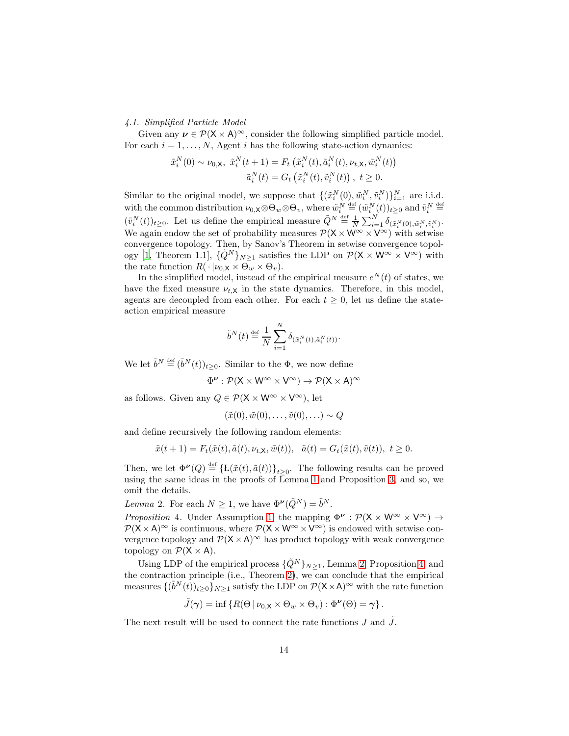*4.1. Simplified Particle Model*

Given any $\boldsymbol{\nu} \in \mathcal{P}(\mathsf{X}\times\mathsf{A})^\infty$, consider the following simplified particle model. For each $i = 1,\ldots,N$, Agent $i$ has the following state-action dynamics:

$$\tilde{x}_i^N(0) \sim \nu_{0,\mathsf{X}},\ \tilde{x}_i^N(t+1) = F_t\left(\tilde{x}_i^N(t), \tilde{a}_i^N(t), \nu_{t,\mathsf{X}}, \tilde{w}_i^N(t)\right)$$
$$\tilde{a}_i^N(t) = G_t\left(\tilde{x}_i^N(t), \tilde{v}_i^N(t)\right),\ t \geq 0.$$

Similar to the original model, we suppose that $\{(\tilde{x}_i^N(0), \tilde{w}_i^N, \tilde{v}_i^N)\}_{i=1}^N$ are i.i.d. with the common distribution $\nu_{0,\mathsf{X}}\otimes\Theta_w\otimes\Theta_v$, where $\tilde{w}_i^N \overset{\text{def}}{=} (\tilde{w}_i^N(t))_{t\geq 0}$ and $\tilde{v}_i^N \overset{\text{def}}{=} (\tilde{v}_i^N(t))_{t\geq 0}$. Let us define the empirical measure $\tilde{Q}^N \overset{\text{def}}{=} \frac{1}{N}\sum_{i=1}^N \delta_{(\tilde{x}_i^N(0),\tilde{w}_i^N,\tilde{v}_i^N)}$. We again endow the set of probability measures $\mathcal{P}(\mathsf{X}\times\mathsf{W}^\infty\times\mathsf{V}^\infty)$ with setwise convergence topology. Then, by Sanov's Theorem in setwise convergence topology [1, Theorem 1.1], $\{\tilde{Q}^N\}_{N\geq 1}$ satisfies the LDP on $\mathcal{P}(\mathsf{X}\times\mathsf{W}^\infty\times\mathsf{V}^\infty)$ with the rate function $R(\,\cdot\,|\nu_{0,\mathsf{X}}\times\Theta_w\times\Theta_v)$.

In the simplified model, instead of the empirical measure $e^N(t)$ of states, we have the fixed measure $\nu_{t,\mathsf{X}}$ in the state dynamics. Therefore, in this model, agents are decoupled from each other. For each $t \geq 0$, let us define the state-action empirical measure

$$\tilde{b}^N(t) \overset{\text{def}}{=} \frac{1}{N}\sum_{i=1}^N \delta_{(\tilde{x}_i^N(t),\tilde{a}_i^N(t))}.$$

We let $\tilde{b}^N \overset{\text{def}}{=} (\tilde{b}^N(t))_{t\geq 0}$. Similar to the $\Phi$, we now define

$$\Phi^{\boldsymbol{\nu}} : \mathcal{P}(\mathsf{X}\times\mathsf{W}^\infty\times\mathsf{V}^\infty) \to \mathcal{P}(\mathsf{X}\times\mathsf{A})^\infty$$

as follows. Given any $Q \in \mathcal{P}(\mathsf{X}\times\mathsf{W}^\infty\times\mathsf{V}^\infty)$, let

$$(\tilde{x}(0), \tilde{w}(0), \ldots, \tilde{v}(0), \ldots) \sim Q$$

and define recursively the following random elements:

$$\tilde{x}(t+1) = F_t(\tilde{x}(t), \tilde{a}(t), \nu_{t,\mathsf{X}}, \tilde{w}(t)),\ \ \tilde{a}(t) = G_t(\tilde{x}(t), \tilde{v}(t)),\ t \geq 0.$$

Then, we let $\Phi^{\boldsymbol{\nu}}(Q) \overset{\text{def}}{=} \{\mathrm{L}(\tilde{x}(t), \tilde{a}(t))\}_{t\geq 0}$. The following results can be proved using the same ideas in the proofs of Lemma 1 and Proposition 3, and so, we omit the details.

*Lemma* 2. For each $N \geq 1$, we have $\Phi^{\boldsymbol{\nu}}(\tilde{Q}^N) = \tilde{b}^N$.

*Proposition* 4. Under Assumption 1, the mapping $\Phi^{\boldsymbol{\nu}} : \mathcal{P}(\mathsf{X}\times\mathsf{W}^\infty\times\mathsf{V}^\infty) \to \mathcal{P}(\mathsf{X}\times\mathsf{A})^\infty$ is continuous, where $\mathcal{P}(\mathsf{X}\times\mathsf{W}^\infty\times\mathsf{V}^\infty)$ is endowed with setwise convergence topology and $\mathcal{P}(\mathsf{X}\times\mathsf{A})^\infty$ has product topology with weak convergence topology on $\mathcal{P}(\mathsf{X}\times\mathsf{A})$.

Using LDP of the empirical process $\{\tilde{Q}^N\}_{N\geq 1}$, Lemma 2, Proposition 4, and the contraction principle (i.e., Theorem 2), we can conclude that the empirical measures $\{(\tilde{b}^N(t))_{t\geq 0}\}_{N\geq 1}$ satisfy the LDP on $\mathcal{P}(\mathsf{X}\times\mathsf{A})^\infty$ with the rate function

$$\tilde{J}(\boldsymbol{\gamma}) = \inf\left\{R(\Theta\,|\,\nu_{0,\mathsf{X}}\times\Theta_w\times\Theta_v) : \Phi^{\boldsymbol{\nu}}(\Theta) = \boldsymbol{\gamma}\right\}.$$

The next result will be used to connect the rate functions $J$ and $\tilde{J}$.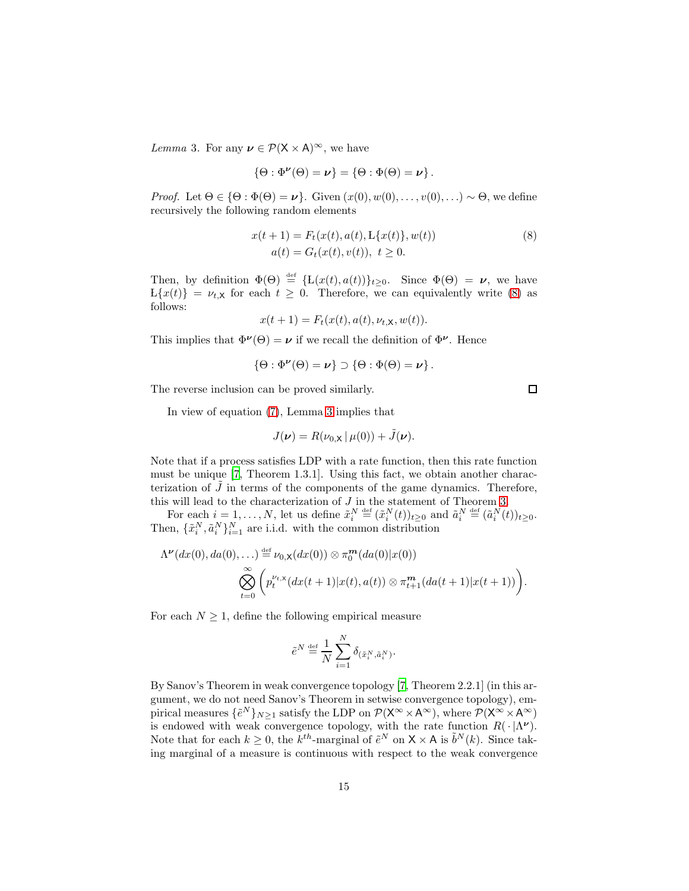*Lemma* 3. For any $\boldsymbol{\nu} \in \mathcal{P}(\mathsf{X} \times \mathsf{A})^{\infty}$, we have

$$\{\Theta : \Phi^{\boldsymbol{\nu}}(\Theta) = \boldsymbol{\nu}\} = \{\Theta : \Phi(\Theta) = \boldsymbol{\nu}\}.$$

*Proof.* Let $\Theta \in \{\Theta : \Phi(\Theta) = \boldsymbol{\nu}\}$. Given $(x(0), w(0), \ldots, v(0), \ldots) \sim \Theta$, we define recursively the following random elements

$$\begin{aligned} x(t+1) &= F_t(x(t), a(t), \mathrm{L}\{x(t)\}, w(t)) \\ a(t) &= G_t(x(t), v(t)),\ t \geq 0. \end{aligned} \tag{8}$$

Then, by definition $\Phi(\Theta) \stackrel{\text{def}}{=} \{\mathrm{L}(x(t), a(t))\}_{t \geq 0}$. Since $\Phi(\Theta) = \boldsymbol{\nu}$, we have $\mathrm{L}\{x(t)\} = \nu_{t,\mathsf{X}}$ for each $t \geq 0$. Therefore, we can equivalently write (8) as follows:

$$x(t+1) = F_t(x(t), a(t), \nu_{t,\mathsf{X}}, w(t)).$$

This implies that $\Phi^{\boldsymbol{\nu}}(\Theta) = \boldsymbol{\nu}$ if we recall the definition of $\Phi^{\boldsymbol{\nu}}$. Hence

$$\{\Theta : \Phi^{\boldsymbol{\nu}}(\Theta) = \boldsymbol{\nu}\} \supset \{\Theta : \Phi(\Theta) = \boldsymbol{\nu}\}.$$

The reverse inclusion can be proved similarly. $\square$

In view of equation (7), Lemma 3 implies that

$$J(\boldsymbol{\nu}) = R(\nu_{0,\mathsf{X}} \,|\, \mu(0)) + \tilde{J}(\boldsymbol{\nu}).$$

Note that if a process satisfies LDP with a rate function, then this rate function must be unique [7, Theorem 1.3.1]. Using this fact, we obtain another characterization of $\tilde{J}$ in terms of the components of the game dynamics. Therefore, this will lead to the characterization of $J$ in the statement of Theorem 3.

For each $i = 1, \ldots, N$, let us define $\tilde{x}_i^N \stackrel{\text{def}}{=} (\tilde{x}_i^N(t))_{t \geq 0}$ and $\tilde{a}_i^N \stackrel{\text{def}}{=} (\tilde{a}_i^N(t))_{t \geq 0}$. Then, $\{\tilde{x}_i^N, \tilde{a}_i^N\}_{i=1}^N$ are i.i.d. with the common distribution

$$\Lambda^{\boldsymbol{\nu}}(dx(0), da(0), \ldots) \stackrel{\text{def}}{=} \nu_{0,\mathsf{X}}(dx(0)) \otimes \pi_0^{\boldsymbol{m}}(da(0)|x(0)) \bigotimes_{t=0}^{\infty} \left( p_t^{\nu_{t,\mathsf{X}}}(dx(t+1)|x(t), a(t)) \otimes \pi_{t+1}^{\boldsymbol{m}}(da(t+1)|x(t+1)) \right).$$

For each $N \geq 1$, define the following empirical measure

$$\tilde{e}^N \stackrel{\text{def}}{=} \frac{1}{N} \sum_{i=1}^N \delta_{(\tilde{x}_i^N, \tilde{a}_i^N)}.$$

By Sanov's Theorem in weak convergence topology [7, Theorem 2.2.1] (in this argument, we do not need Sanov's Theorem in setwise convergence topology), empirical measures $\{\tilde{e}^N\}_{N \geq 1}$ satisfy the LDP on $\mathcal{P}(\mathsf{X}^{\infty} \times \mathsf{A}^{\infty})$, where $\mathcal{P}(\mathsf{X}^{\infty} \times \mathsf{A}^{\infty})$ is endowed with weak convergence topology, with the rate function $R(\,\cdot\,|\Lambda^{\boldsymbol{\nu}})$. Note that for each $k \geq 0$, the $k^{th}$-marginal of $\tilde{e}^N$ on $\mathsf{X} \times \mathsf{A}$ is $\tilde{b}^N(k)$. Since taking marginal of a measure is continuous with respect to the weak convergence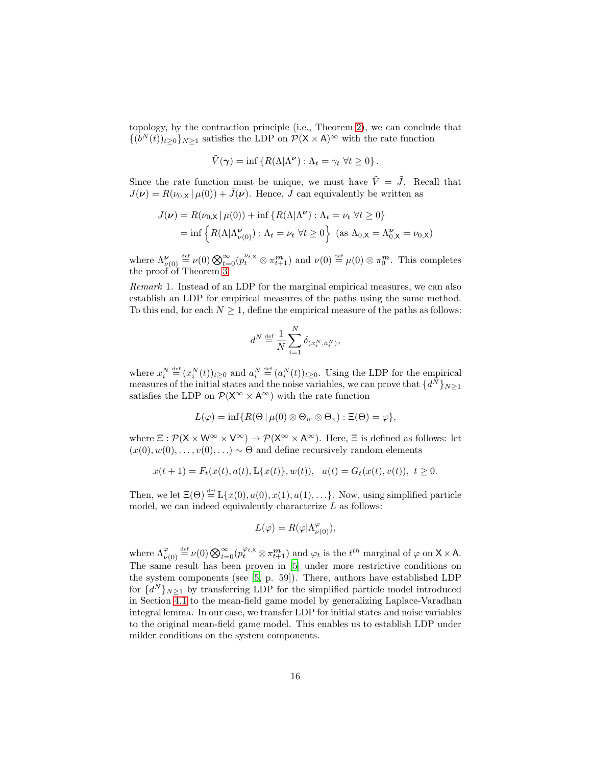topology, by the contraction principle (i.e., Theorem 2), we can conclude that $\{(b^N(t))_{t\geq 0}\}_{N\geq 1}$ satisfies the LDP on $\mathcal{P}(\mathsf{X}\times\mathsf{A})^\infty$ with the rate function

$$\tilde{V}(\boldsymbol{\gamma}) = \inf\left\{R(\Lambda|\Lambda^{\boldsymbol{\nu}}) : \Lambda_t = \gamma_t \ \forall t\geq 0\right\}.$$

Since the rate function must be unique, we must have $\tilde{V} = \tilde{J}$. Recall that $J(\boldsymbol{\nu}) = R(\nu_{0,\mathsf{X}}\,|\,\mu(0)) + \tilde{J}(\boldsymbol{\nu})$. Hence, $J$ can equivalently be written as

$$\begin{aligned}
J(\boldsymbol{\nu}) &= R(\nu_{0,\mathsf{X}}\,|\,\mu(0)) + \inf\left\{R(\Lambda|\Lambda^{\boldsymbol{\nu}}) : \Lambda_t = \nu_t \ \forall t\geq 0\right\}\\
&= \inf\left\{R(\Lambda|\Lambda^{\boldsymbol{\nu}}_{\nu(0)}) : \Lambda_t = \nu_t \ \forall t\geq 0\right\} \ \text{(as } \Lambda_{0,\mathsf{X}} = \Lambda^{\boldsymbol{\nu}}_{0,\mathsf{X}} = \nu_{0,\mathsf{X}}\text{)}
\end{aligned}$$

where $\Lambda^{\boldsymbol{\nu}}_{\nu(0)} \overset{\text{def}}{=} \nu(0)\bigotimes_{t=0}^{\infty}(p_t^{\nu_{t,\mathsf{X}}}\otimes\pi^{\boldsymbol{m}}_{t+1})$ and $\nu(0) \overset{\text{def}}{=} \mu(0)\otimes\pi_0^{\boldsymbol{m}}$. This completes the proof of Theorem 3.

*Remark* 1. Instead of an LDP for the marginal empirical measures, we can also establish an LDP for empirical measures of the paths using the same method. To this end, for each $N\geq 1$, define the empirical measure of the paths as follows:

$$d^N \overset{\text{def}}{=} \frac{1}{N}\sum_{i=1}^{N}\delta_{(x_i^N, a_i^N)},$$

where $x_i^N \overset{\text{def}}{=} (x_i^N(t))_{t\geq 0}$ and $a_i^N \overset{\text{def}}{=} (a_i^N(t))_{t\geq 0}$. Using the LDP for the empirical measures of the initial states and the noise variables, we can prove that $\{d^N\}_{N\geq 1}$ satisfies the LDP on $\mathcal{P}(\mathsf{X}^\infty\times\mathsf{A}^\infty)$ with the rate function

$$L(\varphi) = \inf\{R(\Theta\,|\,\mu(0)\otimes\Theta_w\otimes\Theta_v) : \Xi(\Theta) = \varphi\},$$

where $\Xi : \mathcal{P}(\mathsf{X}\times\mathsf{W}^\infty\times\mathsf{V}^\infty)\to\mathcal{P}(\mathsf{X}^\infty\times\mathsf{A}^\infty)$. Here, $\Xi$ is defined as follows: let $(x(0), w(0), \ldots, v(0), \ldots)\sim\Theta$ and define recursively random elements

$$x(t+1) = F_t(x(t), a(t), \mathrm{L}\{x(t)\}, w(t)), \quad a(t) = G_t(x(t), v(t)), \ t\geq 0.$$

Then, we let $\Xi(\Theta) \overset{\text{def}}{=} \mathrm{L}\{x(0), a(0), x(1), a(1), \ldots\}$. Now, using simplified particle model, we can indeed equivalently characterize $L$ as follows:

$$L(\varphi) = R(\varphi|\Lambda^{\varphi}_{\nu(0)}),$$

where $\Lambda^{\varphi}_{\nu(0)} \overset{\text{def}}{=} \nu(0)\bigotimes_{t=0}^{\infty}(p_t^{\varphi_{t,\mathsf{X}}}\otimes\pi^{\boldsymbol{m}}_{t+1})$ and $\varphi_t$ is the $t^{th}$ marginal of $\varphi$ on $\mathsf{X}\times\mathsf{A}$. The same result has been proven in [5] under more restrictive conditions on the system components (see [5, p. 59]). There, authors have established LDP for $\{d^N\}_{N\geq 1}$ by transferring LDP for the simplified particle model introduced in Section 4.1 to the mean-field game model by generalizing Laplace-Varadhan integral lemma. In our case, we transfer LDP for initial states and noise variables to the original mean-field game model. This enables us to establish LDP under milder conditions on the system components.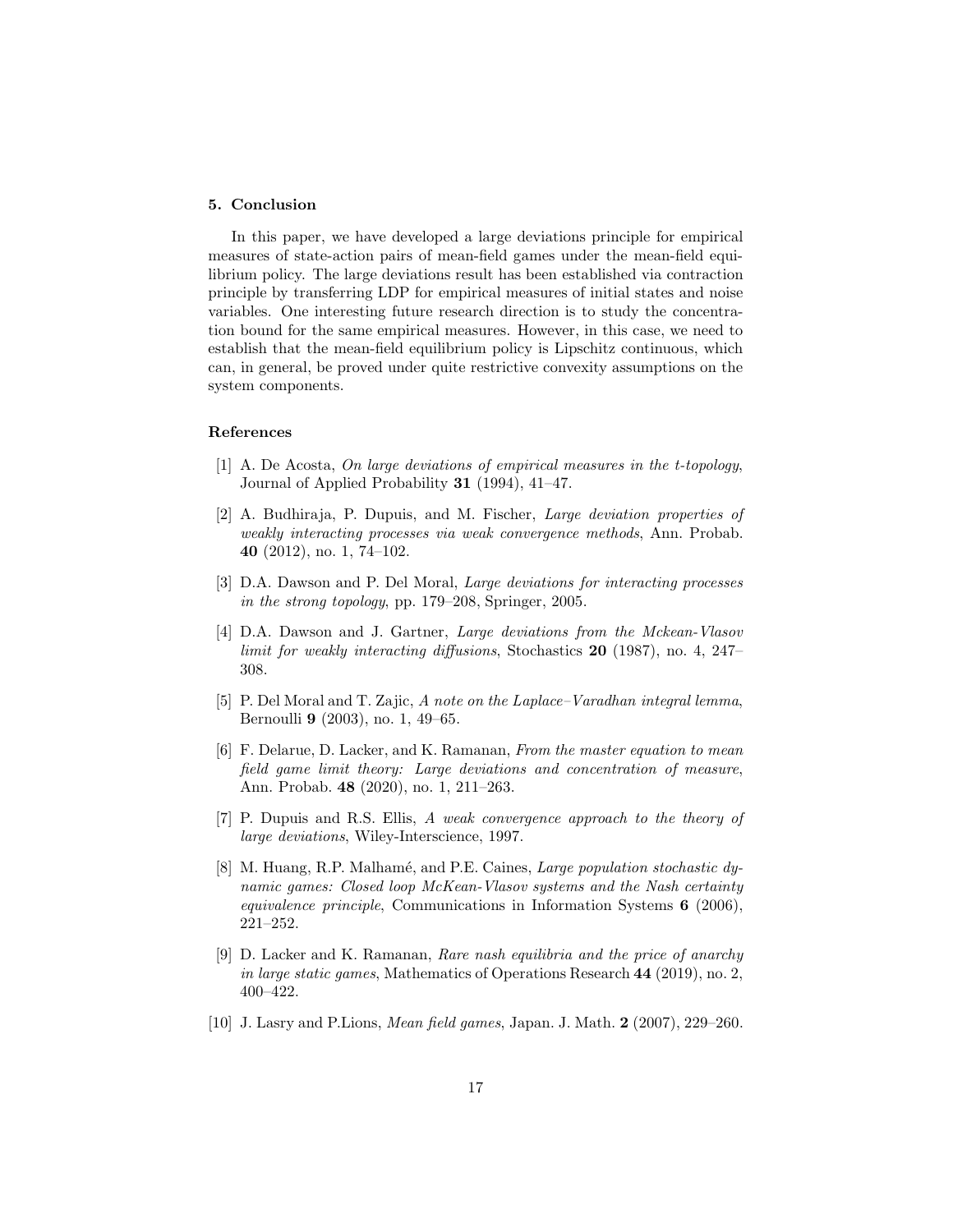## 5. Conclusion

In this paper, we have developed a large deviations principle for empirical measures of state-action pairs of mean-field games under the mean-field equilibrium policy. The large deviations result has been established via contraction principle by transferring LDP for empirical measures of initial states and noise variables. One interesting future research direction is to study the concentration bound for the same empirical measures. However, in this case, we need to establish that the mean-field equilibrium policy is Lipschitz continuous, which can, in general, be proved under quite restrictive convexity assumptions on the system components.

## References

[1] A. De Acosta, *On large deviations of empirical measures in the t-topology*, Journal of Applied Probability **31** (1994), 41–47.

[2] A. Budhiraja, P. Dupuis, and M. Fischer, *Large deviation properties of weakly interacting processes via weak convergence methods*, Ann. Probab. **40** (2012), no. 1, 74–102.

[3] D.A. Dawson and P. Del Moral, *Large deviations for interacting processes in the strong topology*, pp. 179–208, Springer, 2005.

[4] D.A. Dawson and J. Gartner, *Large deviations from the Mckean-Vlasov limit for weakly interacting diffusions*, Stochastics **20** (1987), no. 4, 247–308.

[5] P. Del Moral and T. Zajic, *A note on the Laplace–Varadhan integral lemma*, Bernoulli **9** (2003), no. 1, 49–65.

[6] F. Delarue, D. Lacker, and K. Ramanan, *From the master equation to mean field game limit theory: Large deviations and concentration of measure*, Ann. Probab. **48** (2020), no. 1, 211–263.

[7] P. Dupuis and R.S. Ellis, *A weak convergence approach to the theory of large deviations*, Wiley-Interscience, 1997.

[8] M. Huang, R.P. Malhamé, and P.E. Caines, *Large population stochastic dynamic games: Closed loop McKean-Vlasov systems and the Nash certainty equivalence principle*, Communications in Information Systems **6** (2006), 221–252.

[9] D. Lacker and K. Ramanan, *Rare nash equilibria and the price of anarchy in large static games*, Mathematics of Operations Research **44** (2019), no. 2, 400–422.

[10] J. Lasry and P.Lions, *Mean field games*, Japan. J. Math. **2** (2007), 229–260.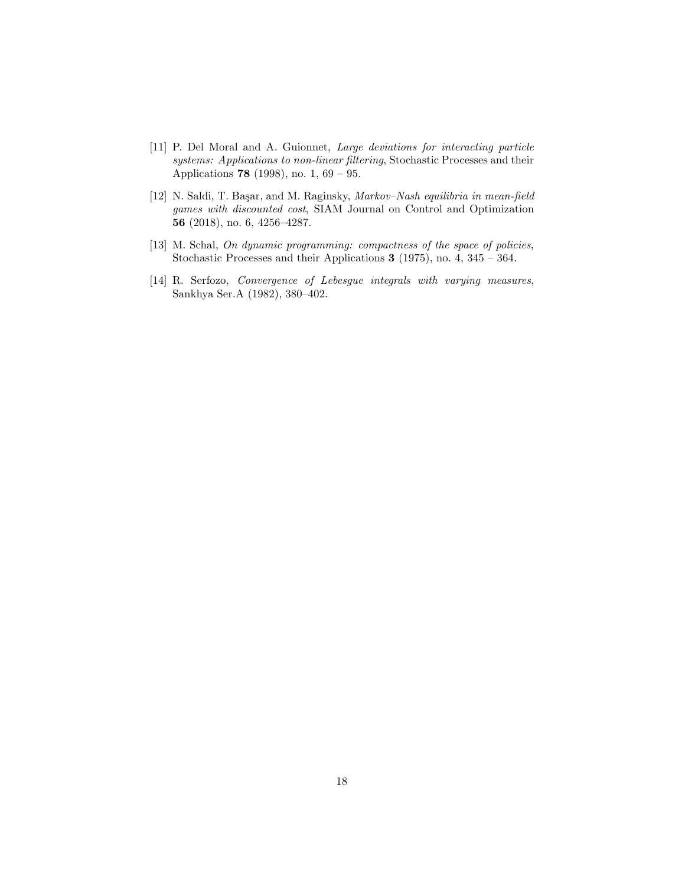[11] P. Del Moral and A. Guionnet, *Large deviations for interacting particle systems: Applications to non-linear filtering*, Stochastic Processes and their Applications **78** (1998), no. 1, 69 – 95.

[12] N. Saldi, T. Başar, and M. Raginsky, *Markov–Nash equilibria in mean-field games with discounted cost*, SIAM Journal on Control and Optimization **56** (2018), no. 6, 4256–4287.

[13] M. Schal, *On dynamic programming: compactness of the space of policies*, Stochastic Processes and their Applications **3** (1975), no. 4, 345 – 364.

[14] R. Serfozo, *Convergence of Lebesgue integrals with varying measures*, Sankhya Ser.A (1982), 380–402.